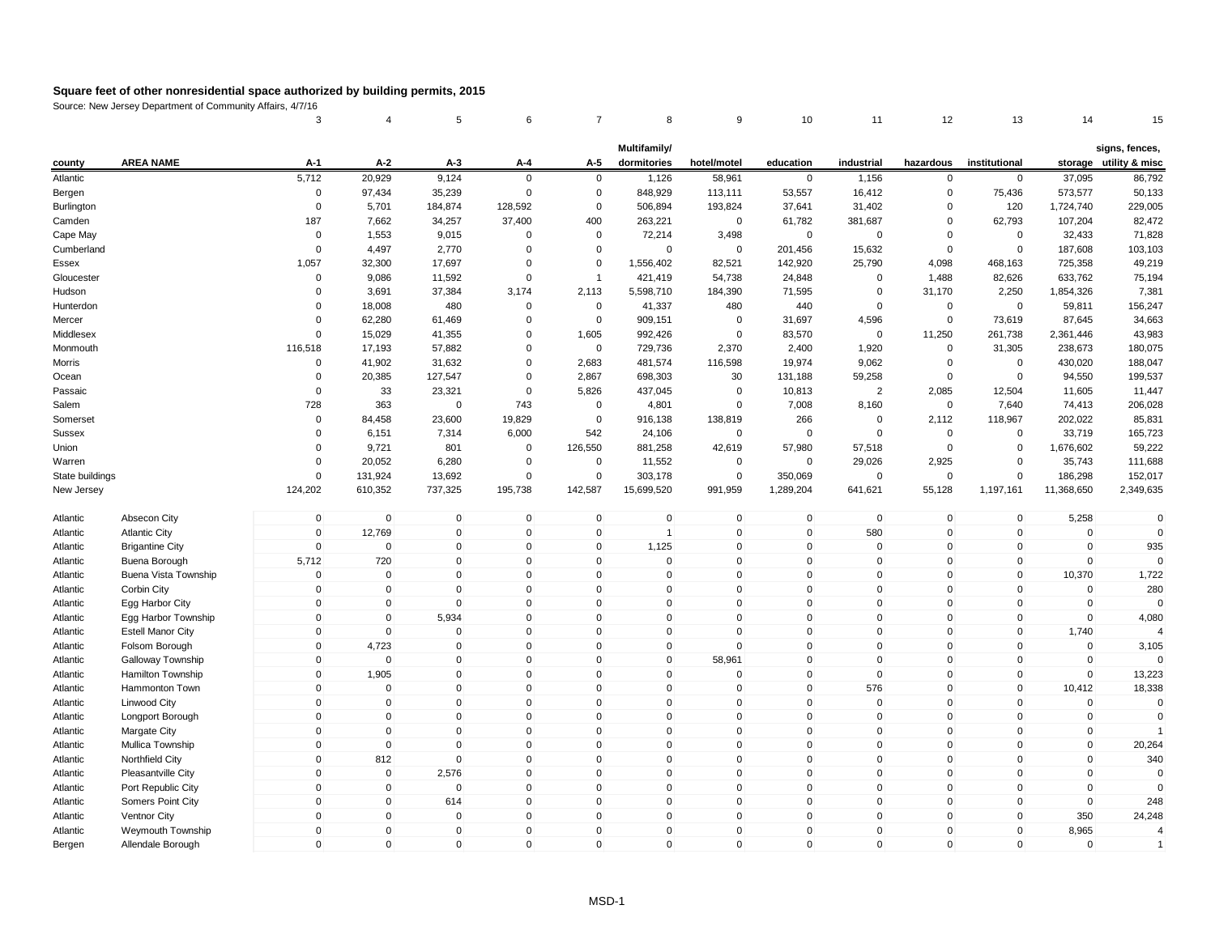# Square feet of other nonresidential space authorized by building permits, 2015

Source: New Jersey Department of Community Affairs, 4/7/16

| | | 3 | 4 | 5 | 6 | 7 | 8 | 9 | 10 | 11 | 12 | 13 | 14 | 15 |
|---|---|---|---|---|---|---|---|---|---|---|---|---|---|---|
| county | AREA NAME | A-1 | A-2 | A-3 | A-4 | A-5 | Multifamily/ dormitories | hotel/motel | education | industrial | hazardous | institutional | storage | signs, fences, utility & misc |
| Atlantic | | 5,712 | 20,929 | 9,124 | 0 | 0 | 1,126 | 58,961 | 0 | 1,156 | 0 | 0 | 37,095 | 86,792 |
| Bergen | | 0 | 97,434 | 35,239 | 0 | 0 | 848,929 | 113,111 | 53,557 | 16,412 | 0 | 75,436 | 573,577 | 50,133 |
| Burlington | | 0 | 5,701 | 184,874 | 128,592 | 0 | 506,894 | 193,824 | 37,641 | 31,402 | 0 | 120 | 1,724,740 | 229,005 |
| Camden | | 187 | 7,662 | 34,257 | 37,400 | 400 | 263,221 | 0 | 61,782 | 381,687 | 0 | 62,793 | 107,204 | 82,472 |
| Cape May | | 0 | 1,553 | 9,015 | 0 | 0 | 72,214 | 3,498 | 0 | 0 | 0 | 0 | 32,433 | 71,828 |
| Cumberland | | 0 | 4,497 | 2,770 | 0 | 0 | 0 | 0 | 201,456 | 15,632 | 0 | 0 | 187,608 | 103,103 |
| Essex | | 1,057 | 32,300 | 17,697 | 0 | 0 | 1,556,402 | 82,521 | 142,920 | 25,790 | 4,098 | 468,163 | 725,358 | 49,219 |
| Gloucester | | 0 | 9,086 | 11,592 | 0 | 1 | 421,419 | 54,738 | 24,848 | 0 | 1,488 | 82,626 | 633,762 | 75,194 |
| Hudson | | 0 | 3,691 | 37,384 | 3,174 | 2,113 | 5,598,710 | 184,390 | 71,595 | 0 | 31,170 | 2,250 | 1,854,326 | 7,381 |
| Hunterdon | | 0 | 18,008 | 480 | 0 | 0 | 41,337 | 480 | 440 | 0 | 0 | 0 | 59,811 | 156,247 |
| Mercer | | 0 | 62,280 | 61,469 | 0 | 0 | 909,151 | 0 | 31,697 | 4,596 | 0 | 73,619 | 87,645 | 34,663 |
| Middlesex | | 0 | 15,029 | 41,355 | 0 | 1,605 | 992,426 | 0 | 83,570 | 0 | 11,250 | 261,738 | 2,361,446 | 43,983 |
| Monmouth | | 116,518 | 17,193 | 57,882 | 0 | 0 | 729,736 | 2,370 | 2,400 | 1,920 | 0 | 31,305 | 238,673 | 180,075 |
| Morris | | 0 | 41,902 | 31,632 | 0 | 2,683 | 481,574 | 116,598 | 19,974 | 9,062 | 0 | 0 | 430,020 | 188,047 |
| Ocean | | 0 | 20,385 | 127,547 | 0 | 2,867 | 698,303 | 30 | 131,188 | 59,258 | 0 | 0 | 94,550 | 199,537 |
| Passaic | | 0 | 33 | 23,321 | 0 | 5,826 | 437,045 | 0 | 10,813 | 2 | 2,085 | 12,504 | 11,605 | 11,447 |
| Salem | | 728 | 363 | 0 | 743 | 0 | 4,801 | 0 | 7,008 | 8,160 | 0 | 7,640 | 74,413 | 206,028 |
| Somerset | | 0 | 84,458 | 23,600 | 19,829 | 0 | 916,138 | 138,819 | 266 | 0 | 2,112 | 118,967 | 202,022 | 85,831 |
| Sussex | | 0 | 6,151 | 7,314 | 6,000 | 542 | 24,106 | 0 | 0 | 0 | 0 | 0 | 33,719 | 165,723 |
| Union | | 0 | 9,721 | 801 | 0 | 126,550 | 881,258 | 42,619 | 57,980 | 57,518 | 0 | 0 | 1,676,602 | 59,222 |
| Warren | | 0 | 20,052 | 6,280 | 0 | 0 | 11,552 | 0 | 0 | 29,026 | 2,925 | 0 | 35,743 | 111,688 |
| State buildings | | 0 | 131,924 | 13,692 | 0 | 0 | 303,178 | 0 | 350,069 | 0 | 0 | 0 | 186,298 | 152,017 |
| New Jersey | | 124,202 | 610,352 | 737,325 | 195,738 | 142,587 | 15,699,520 | 991,959 | 1,289,204 | 641,621 | 55,128 | 1,197,161 | 11,368,650 | 2,349,635 |
| | | | | | | | | | | | | | | |
| Atlantic | Absecon City | 0 | 0 | 0 | 0 | 0 | 0 | 0 | 0 | 0 | 0 | 0 | 5,258 | 0 |
| Atlantic | Atlantic City | 0 | 12,769 | 0 | 0 | 0 | 1 | 0 | 0 | 580 | 0 | 0 | 0 | 0 |
| Atlantic | Brigantine City | 0 | 0 | 0 | 0 | 0 | 1,125 | 0 | 0 | 0 | 0 | 0 | 0 | 935 |
| Atlantic | Buena Borough | 5,712 | 720 | 0 | 0 | 0 | 0 | 0 | 0 | 0 | 0 | 0 | 0 | 0 |
| Atlantic | Buena Vista Township | 0 | 0 | 0 | 0 | 0 | 0 | 0 | 0 | 0 | 0 | 0 | 10,370 | 1,722 |
| Atlantic | Corbin City | 0 | 0 | 0 | 0 | 0 | 0 | 0 | 0 | 0 | 0 | 0 | 0 | 280 |
| Atlantic | Egg Harbor City | 0 | 0 | 0 | 0 | 0 | 0 | 0 | 0 | 0 | 0 | 0 | 0 | 0 |
| Atlantic | Egg Harbor Township | 0 | 0 | 5,934 | 0 | 0 | 0 | 0 | 0 | 0 | 0 | 0 | 0 | 4,080 |
| Atlantic | Estell Manor City | 0 | 0 | 0 | 0 | 0 | 0 | 0 | 0 | 0 | 0 | 0 | 1,740 | 4 |
| Atlantic | Folsom Borough | 0 | 4,723 | 0 | 0 | 0 | 0 | 0 | 0 | 0 | 0 | 0 | 0 | 3,105 |
| Atlantic | Galloway Township | 0 | 0 | 0 | 0 | 0 | 0 | 58,961 | 0 | 0 | 0 | 0 | 0 | 0 |
| Atlantic | Hamilton Township | 0 | 1,905 | 0 | 0 | 0 | 0 | 0 | 0 | 0 | 0 | 0 | 0 | 13,223 |
| Atlantic | Hammonton Town | 0 | 0 | 0 | 0 | 0 | 0 | 0 | 0 | 576 | 0 | 0 | 10,412 | 18,338 |
| Atlantic | Linwood City | 0 | 0 | 0 | 0 | 0 | 0 | 0 | 0 | 0 | 0 | 0 | 0 | 0 |
| Atlantic | Longport Borough | 0 | 0 | 0 | 0 | 0 | 0 | 0 | 0 | 0 | 0 | 0 | 0 | 0 |
| Atlantic | Margate City | 0 | 0 | 0 | 0 | 0 | 0 | 0 | 0 | 0 | 0 | 0 | 0 | 1 |
| Atlantic | Mullica Township | 0 | 0 | 0 | 0 | 0 | 0 | 0 | 0 | 0 | 0 | 0 | 0 | 20,264 |
| Atlantic | Northfield City | 0 | 812 | 0 | 0 | 0 | 0 | 0 | 0 | 0 | 0 | 0 | 0 | 340 |
| Atlantic | Pleasantville City | 0 | 0 | 2,576 | 0 | 0 | 0 | 0 | 0 | 0 | 0 | 0 | 0 | 0 |
| Atlantic | Port Republic City | 0 | 0 | 0 | 0 | 0 | 0 | 0 | 0 | 0 | 0 | 0 | 0 | 0 |
| Atlantic | Somers Point City | 0 | 0 | 614 | 0 | 0 | 0 | 0 | 0 | 0 | 0 | 0 | 0 | 248 |
| Atlantic | Ventnor City | 0 | 0 | 0 | 0 | 0 | 0 | 0 | 0 | 0 | 0 | 0 | 350 | 24,248 |
| Atlantic | Weymouth Township | 0 | 0 | 0 | 0 | 0 | 0 | 0 | 0 | 0 | 0 | 0 | 8,965 | 4 |
| Bergen | Allendale Borough | 0 | 0 | 0 | 0 | 0 | 0 | 0 | 0 | 0 | 0 | 0 | 0 | 1 |

MSD-1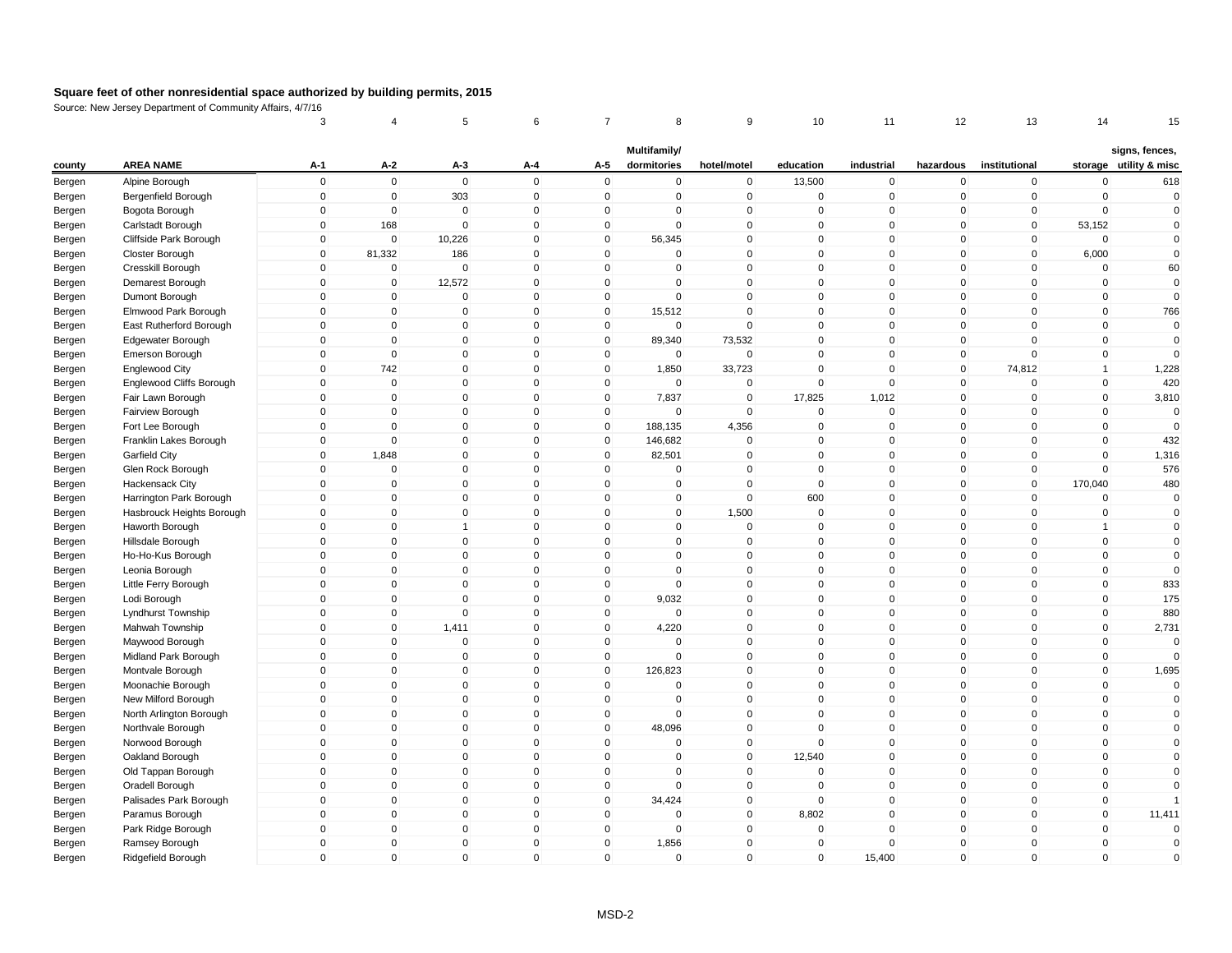**Square feet of other nonresidential space authorized by building permits, 2015**

Source: New Jersey Department of Community Affairs, 4/7/16

| | | 3 | 4 | 5 | 6 | 7 | 8 | 9 | 10 | 11 | 12 | 13 | 14 | 15 |
|---|---|---|---|---|---|---|---|---|---|---|---|---|---|---|
| county | AREA NAME | A-1 | A-2 | A-3 | A-4 | A-5 | Multifamily/ dormitories | hotel/motel | education | industrial | hazardous | institutional | storage | signs, fences, utility & misc |
| Bergen | Alpine Borough | 0 | 0 | 0 | 0 | 0 | 0 | 0 | 13,500 | 0 | 0 | 0 | 0 | 618 |
| Bergen | Bergenfield Borough | 0 | 0 | 303 | 0 | 0 | 0 | 0 | 0 | 0 | 0 | 0 | 0 | 0 |
| Bergen | Bogota Borough | 0 | 0 | 0 | 0 | 0 | 0 | 0 | 0 | 0 | 0 | 0 | 0 | 0 |
| Bergen | Carlstadt Borough | 0 | 168 | 0 | 0 | 0 | 0 | 0 | 0 | 0 | 0 | 0 | 53,152 | 0 |
| Bergen | Cliffside Park Borough | 0 | 0 | 10,226 | 0 | 0 | 56,345 | 0 | 0 | 0 | 0 | 0 | 0 | 0 |
| Bergen | Closter Borough | 0 | 81,332 | 186 | 0 | 0 | 0 | 0 | 0 | 0 | 0 | 0 | 6,000 | 0 |
| Bergen | Cresskill Borough | 0 | 0 | 0 | 0 | 0 | 0 | 0 | 0 | 0 | 0 | 0 | 0 | 60 |
| Bergen | Demarest Borough | 0 | 0 | 12,572 | 0 | 0 | 0 | 0 | 0 | 0 | 0 | 0 | 0 | 0 |
| Bergen | Dumont Borough | 0 | 0 | 0 | 0 | 0 | 0 | 0 | 0 | 0 | 0 | 0 | 0 | 0 |
| Bergen | Elmwood Park Borough | 0 | 0 | 0 | 0 | 0 | 15,512 | 0 | 0 | 0 | 0 | 0 | 0 | 766 |
| Bergen | East Rutherford Borough | 0 | 0 | 0 | 0 | 0 | 0 | 0 | 0 | 0 | 0 | 0 | 0 | 0 |
| Bergen | Edgewater Borough | 0 | 0 | 0 | 0 | 0 | 89,340 | 73,532 | 0 | 0 | 0 | 0 | 0 | 0 |
| Bergen | Emerson Borough | 0 | 0 | 0 | 0 | 0 | 0 | 0 | 0 | 0 | 0 | 0 | 0 | 0 |
| Bergen | Englewood City | 0 | 742 | 0 | 0 | 0 | 1,850 | 33,723 | 0 | 0 | 0 | 74,812 | 1 | 1,228 |
| Bergen | Englewood Cliffs Borough | 0 | 0 | 0 | 0 | 0 | 0 | 0 | 0 | 0 | 0 | 0 | 0 | 420 |
| Bergen | Fair Lawn Borough | 0 | 0 | 0 | 0 | 0 | 7,837 | 0 | 17,825 | 1,012 | 0 | 0 | 0 | 3,810 |
| Bergen | Fairview Borough | 0 | 0 | 0 | 0 | 0 | 0 | 0 | 0 | 0 | 0 | 0 | 0 | 0 |
| Bergen | Fort Lee Borough | 0 | 0 | 0 | 0 | 0 | 188,135 | 4,356 | 0 | 0 | 0 | 0 | 0 | 0 |
| Bergen | Franklin Lakes Borough | 0 | 0 | 0 | 0 | 0 | 146,682 | 0 | 0 | 0 | 0 | 0 | 0 | 432 |
| Bergen | Garfield City | 0 | 1,848 | 0 | 0 | 0 | 82,501 | 0 | 0 | 0 | 0 | 0 | 0 | 1,316 |
| Bergen | Glen Rock Borough | 0 | 0 | 0 | 0 | 0 | 0 | 0 | 0 | 0 | 0 | 0 | 0 | 576 |
| Bergen | Hackensack City | 0 | 0 | 0 | 0 | 0 | 0 | 0 | 0 | 0 | 0 | 0 | 170,040 | 480 |
| Bergen | Harrington Park Borough | 0 | 0 | 0 | 0 | 0 | 0 | 0 | 600 | 0 | 0 | 0 | 0 | 0 |
| Bergen | Hasbrouck Heights Borough | 0 | 0 | 0 | 0 | 0 | 0 | 1,500 | 0 | 0 | 0 | 0 | 0 | 0 |
| Bergen | Haworth Borough | 0 | 0 | 1 | 0 | 0 | 0 | 0 | 0 | 0 | 0 | 0 | 1 | 0 |
| Bergen | Hillsdale Borough | 0 | 0 | 0 | 0 | 0 | 0 | 0 | 0 | 0 | 0 | 0 | 0 | 0 |
| Bergen | Ho-Ho-Kus Borough | 0 | 0 | 0 | 0 | 0 | 0 | 0 | 0 | 0 | 0 | 0 | 0 | 0 |
| Bergen | Leonia Borough | 0 | 0 | 0 | 0 | 0 | 0 | 0 | 0 | 0 | 0 | 0 | 0 | 0 |
| Bergen | Little Ferry Borough | 0 | 0 | 0 | 0 | 0 | 0 | 0 | 0 | 0 | 0 | 0 | 0 | 833 |
| Bergen | Lodi Borough | 0 | 0 | 0 | 0 | 0 | 9,032 | 0 | 0 | 0 | 0 | 0 | 0 | 175 |
| Bergen | Lyndhurst Township | 0 | 0 | 0 | 0 | 0 | 0 | 0 | 0 | 0 | 0 | 0 | 0 | 880 |
| Bergen | Mahwah Township | 0 | 0 | 1,411 | 0 | 0 | 4,220 | 0 | 0 | 0 | 0 | 0 | 0 | 2,731 |
| Bergen | Maywood Borough | 0 | 0 | 0 | 0 | 0 | 0 | 0 | 0 | 0 | 0 | 0 | 0 | 0 |
| Bergen | Midland Park Borough | 0 | 0 | 0 | 0 | 0 | 0 | 0 | 0 | 0 | 0 | 0 | 0 | 0 |
| Bergen | Montvale Borough | 0 | 0 | 0 | 0 | 0 | 126,823 | 0 | 0 | 0 | 0 | 0 | 0 | 1,695 |
| Bergen | Moonachie Borough | 0 | 0 | 0 | 0 | 0 | 0 | 0 | 0 | 0 | 0 | 0 | 0 | 0 |
| Bergen | New Milford Borough | 0 | 0 | 0 | 0 | 0 | 0 | 0 | 0 | 0 | 0 | 0 | 0 | 0 |
| Bergen | North Arlington Borough | 0 | 0 | 0 | 0 | 0 | 0 | 0 | 0 | 0 | 0 | 0 | 0 | 0 |
| Bergen | Northvale Borough | 0 | 0 | 0 | 0 | 0 | 48,096 | 0 | 0 | 0 | 0 | 0 | 0 | 0 |
| Bergen | Norwood Borough | 0 | 0 | 0 | 0 | 0 | 0 | 0 | 0 | 0 | 0 | 0 | 0 | 0 |
| Bergen | Oakland Borough | 0 | 0 | 0 | 0 | 0 | 0 | 0 | 12,540 | 0 | 0 | 0 | 0 | 0 |
| Bergen | Old Tappan Borough | 0 | 0 | 0 | 0 | 0 | 0 | 0 | 0 | 0 | 0 | 0 | 0 | 0 |
| Bergen | Oradell Borough | 0 | 0 | 0 | 0 | 0 | 0 | 0 | 0 | 0 | 0 | 0 | 0 | 0 |
| Bergen | Palisades Park Borough | 0 | 0 | 0 | 0 | 0 | 34,424 | 0 | 0 | 0 | 0 | 0 | 0 | 1 |
| Bergen | Paramus Borough | 0 | 0 | 0 | 0 | 0 | 0 | 0 | 8,802 | 0 | 0 | 0 | 0 | 11,411 |
| Bergen | Park Ridge Borough | 0 | 0 | 0 | 0 | 0 | 0 | 0 | 0 | 0 | 0 | 0 | 0 | 0 |
| Bergen | Ramsey Borough | 0 | 0 | 0 | 0 | 0 | 1,856 | 0 | 0 | 0 | 0 | 0 | 0 | 0 |
| Bergen | Ridgefield Borough | 0 | 0 | 0 | 0 | 0 | 0 | 0 | 0 | 15,400 | 0 | 0 | 0 | 0 |

MSD-2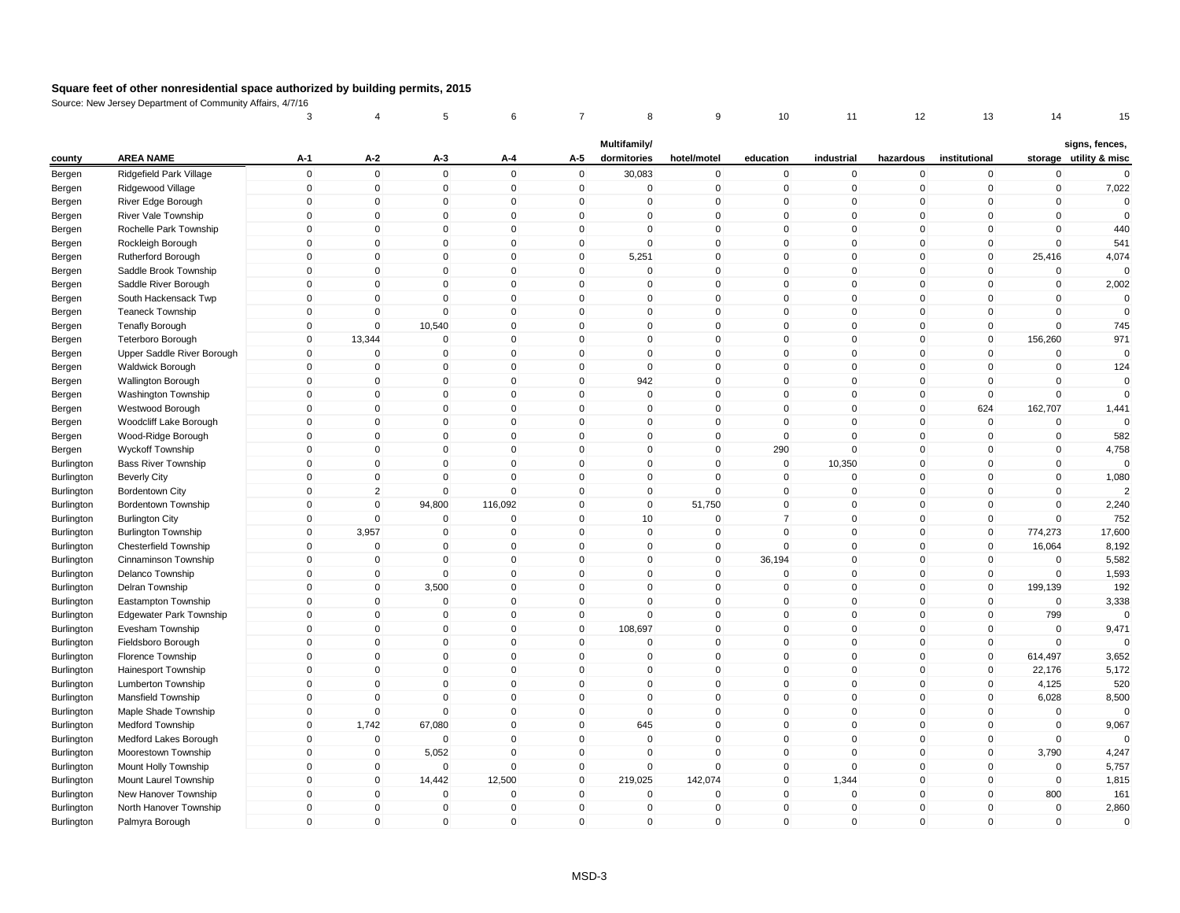## Square feet of other nonresidential space authorized by building permits, 2015

Source: New Jersey Department of Community Affairs, 4/7/16

| | | 3 | 4 | 5 | 6 | 7 | 8 | 9 | 10 | 11 | 12 | 13 | 14 | 15 |
|---|---|---|---|---|---|---|---|---|---|---|---|---|---|---|
| county | AREA NAME | A-1 | A-2 | A-3 | A-4 | A-5 | Multifamily/ dormitories | hotel/motel | education | industrial | hazardous | institutional | storage | signs, fences, utility & misc |
| Bergen | Ridgefield Park Village | 0 | 0 | 0 | 0 | 0 | 30,083 | 0 | 0 | 0 | 0 | 0 | 0 | 0 |
| Bergen | Ridgewood Village | 0 | 0 | 0 | 0 | 0 | 0 | 0 | 0 | 0 | 0 | 0 | 0 | 7,022 |
| Bergen | River Edge Borough | 0 | 0 | 0 | 0 | 0 | 0 | 0 | 0 | 0 | 0 | 0 | 0 | 0 |
| Bergen | River Vale Township | 0 | 0 | 0 | 0 | 0 | 0 | 0 | 0 | 0 | 0 | 0 | 0 | 0 |
| Bergen | Rochelle Park Township | 0 | 0 | 0 | 0 | 0 | 0 | 0 | 0 | 0 | 0 | 0 | 0 | 440 |
| Bergen | Rockleigh Borough | 0 | 0 | 0 | 0 | 0 | 0 | 0 | 0 | 0 | 0 | 0 | 0 | 541 |
| Bergen | Rutherford Borough | 0 | 0 | 0 | 0 | 0 | 5,251 | 0 | 0 | 0 | 0 | 0 | 25,416 | 4,074 |
| Bergen | Saddle Brook Township | 0 | 0 | 0 | 0 | 0 | 0 | 0 | 0 | 0 | 0 | 0 | 0 | 0 |
| Bergen | Saddle River Borough | 0 | 0 | 0 | 0 | 0 | 0 | 0 | 0 | 0 | 0 | 0 | 0 | 2,002 |
| Bergen | South Hackensack Twp | 0 | 0 | 0 | 0 | 0 | 0 | 0 | 0 | 0 | 0 | 0 | 0 | 0 |
| Bergen | Teaneck Township | 0 | 0 | 0 | 0 | 0 | 0 | 0 | 0 | 0 | 0 | 0 | 0 | 0 |
| Bergen | Tenafly Borough | 0 | 0 | 10,540 | 0 | 0 | 0 | 0 | 0 | 0 | 0 | 0 | 0 | 745 |
| Bergen | Teterboro Borough | 0 | 13,344 | 0 | 0 | 0 | 0 | 0 | 0 | 0 | 0 | 0 | 156,260 | 971 |
| Bergen | Upper Saddle River Borough | 0 | 0 | 0 | 0 | 0 | 0 | 0 | 0 | 0 | 0 | 0 | 0 | 0 |
| Bergen | Waldwick Borough | 0 | 0 | 0 | 0 | 0 | 0 | 0 | 0 | 0 | 0 | 0 | 0 | 124 |
| Bergen | Wallington Borough | 0 | 0 | 0 | 0 | 0 | 942 | 0 | 0 | 0 | 0 | 0 | 0 | 0 |
| Bergen | Washington Township | 0 | 0 | 0 | 0 | 0 | 0 | 0 | 0 | 0 | 0 | 0 | 0 | 0 |
| Bergen | Westwood Borough | 0 | 0 | 0 | 0 | 0 | 0 | 0 | 0 | 0 | 0 | 624 | 162,707 | 1,441 |
| Bergen | Woodcliff Lake Borough | 0 | 0 | 0 | 0 | 0 | 0 | 0 | 0 | 0 | 0 | 0 | 0 | 0 |
| Bergen | Wood-Ridge Borough | 0 | 0 | 0 | 0 | 0 | 0 | 0 | 0 | 0 | 0 | 0 | 0 | 582 |
| Bergen | Wyckoff Township | 0 | 0 | 0 | 0 | 0 | 0 | 0 | 290 | 0 | 0 | 0 | 0 | 4,758 |
| Burlington | Bass River Township | 0 | 0 | 0 | 0 | 0 | 0 | 0 | 0 | 10,350 | 0 | 0 | 0 | 0 |
| Burlington | Beverly City | 0 | 0 | 0 | 0 | 0 | 0 | 0 | 0 | 0 | 0 | 0 | 0 | 1,080 |
| Burlington | Bordentown City | 0 | 2 | 0 | 0 | 0 | 0 | 0 | 0 | 0 | 0 | 0 | 0 | 2 |
| Burlington | Bordentown Township | 0 | 0 | 94,800 | 116,092 | 0 | 0 | 51,750 | 0 | 0 | 0 | 0 | 0 | 2,240 |
| Burlington | Burlington City | 0 | 0 | 0 | 0 | 0 | 10 | 0 | 7 | 0 | 0 | 0 | 0 | 752 |
| Burlington | Burlington Township | 0 | 3,957 | 0 | 0 | 0 | 0 | 0 | 0 | 0 | 0 | 0 | 774,273 | 17,600 |
| Burlington | Chesterfield Township | 0 | 0 | 0 | 0 | 0 | 0 | 0 | 0 | 0 | 0 | 0 | 16,064 | 8,192 |
| Burlington | Cinnaminson Township | 0 | 0 | 0 | 0 | 0 | 0 | 0 | 36,194 | 0 | 0 | 0 | 0 | 5,582 |
| Burlington | Delanco Township | 0 | 0 | 0 | 0 | 0 | 0 | 0 | 0 | 0 | 0 | 0 | 0 | 1,593 |
| Burlington | Delran Township | 0 | 0 | 3,500 | 0 | 0 | 0 | 0 | 0 | 0 | 0 | 0 | 199,139 | 192 |
| Burlington | Eastampton Township | 0 | 0 | 0 | 0 | 0 | 0 | 0 | 0 | 0 | 0 | 0 | 0 | 3,338 |
| Burlington | Edgewater Park Township | 0 | 0 | 0 | 0 | 0 | 0 | 0 | 0 | 0 | 0 | 0 | 799 | 0 |
| Burlington | Evesham Township | 0 | 0 | 0 | 0 | 0 | 108,697 | 0 | 0 | 0 | 0 | 0 | 0 | 9,471 |
| Burlington | Fieldsboro Borough | 0 | 0 | 0 | 0 | 0 | 0 | 0 | 0 | 0 | 0 | 0 | 0 | 0 |
| Burlington | Florence Township | 0 | 0 | 0 | 0 | 0 | 0 | 0 | 0 | 0 | 0 | 0 | 614,497 | 3,652 |
| Burlington | Hainesport Township | 0 | 0 | 0 | 0 | 0 | 0 | 0 | 0 | 0 | 0 | 0 | 22,176 | 5,172 |
| Burlington | Lumberton Township | 0 | 0 | 0 | 0 | 0 | 0 | 0 | 0 | 0 | 0 | 0 | 4,125 | 520 |
| Burlington | Mansfield Township | 0 | 0 | 0 | 0 | 0 | 0 | 0 | 0 | 0 | 0 | 0 | 6,028 | 8,500 |
| Burlington | Maple Shade Township | 0 | 0 | 0 | 0 | 0 | 0 | 0 | 0 | 0 | 0 | 0 | 0 | 0 |
| Burlington | Medford Township | 0 | 1,742 | 67,080 | 0 | 0 | 645 | 0 | 0 | 0 | 0 | 0 | 0 | 9,067 |
| Burlington | Medford Lakes Borough | 0 | 0 | 0 | 0 | 0 | 0 | 0 | 0 | 0 | 0 | 0 | 0 | 0 |
| Burlington | Moorestown Township | 0 | 0 | 5,052 | 0 | 0 | 0 | 0 | 0 | 0 | 0 | 0 | 3,790 | 4,247 |
| Burlington | Mount Holly Township | 0 | 0 | 0 | 0 | 0 | 0 | 0 | 0 | 0 | 0 | 0 | 0 | 5,757 |
| Burlington | Mount Laurel Township | 0 | 0 | 14,442 | 12,500 | 0 | 219,025 | 142,074 | 0 | 1,344 | 0 | 0 | 0 | 1,815 |
| Burlington | New Hanover Township | 0 | 0 | 0 | 0 | 0 | 0 | 0 | 0 | 0 | 0 | 0 | 800 | 161 |
| Burlington | North Hanover Township | 0 | 0 | 0 | 0 | 0 | 0 | 0 | 0 | 0 | 0 | 0 | 0 | 2,860 |
| Burlington | Palmyra Borough | 0 | 0 | 0 | 0 | 0 | 0 | 0 | 0 | 0 | 0 | 0 | 0 | 0 |

MSD-3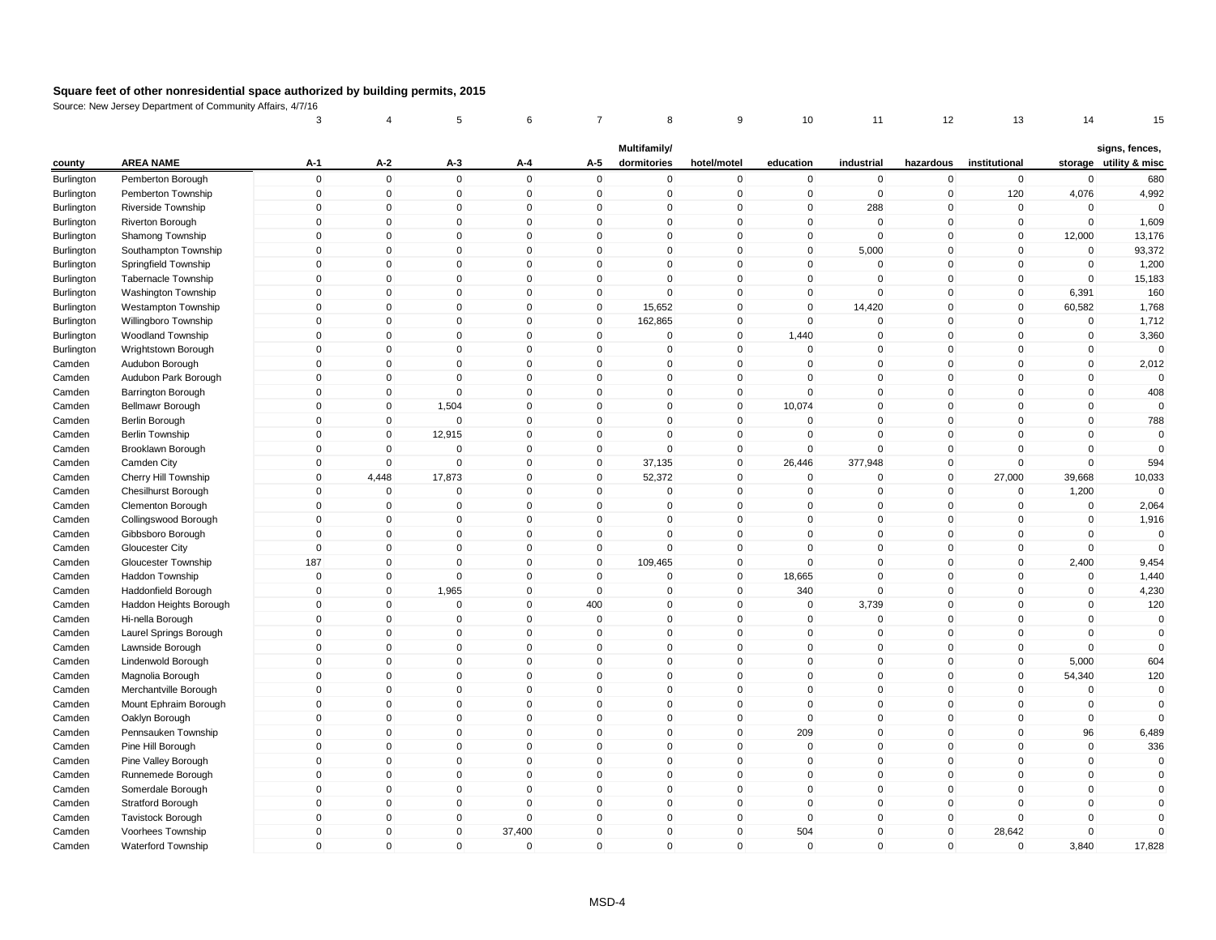**Square feet of other nonresidential space authorized by building permits, 2015**

Source: New Jersey Department of Community Affairs, 4/7/16

| | | 3 | 4 | 5 | 6 | 7 | 8 | 9 | 10 | 11 | 12 | 13 | 14 | 15 |
|---|---|---|---|---|---|---|---|---|---|---|---|---|---|---|
| county | AREA NAME | A-1 | A-2 | A-3 | A-4 | A-5 | Multifamily/ dormitories | hotel/motel | education | industrial | hazardous | institutional | storage | signs, fences, utility & misc |
| Burlington | Pemberton Borough | 0 | 0 | 0 | 0 | 0 | 0 | 0 | 0 | 0 | 0 | 0 | 0 | 680 |
| Burlington | Pemberton Township | 0 | 0 | 0 | 0 | 0 | 0 | 0 | 0 | 0 | 0 | 120 | 4,076 | 4,992 |
| Burlington | Riverside Township | 0 | 0 | 0 | 0 | 0 | 0 | 0 | 0 | 288 | 0 | 0 | 0 | 0 |
| Burlington | Riverton Borough | 0 | 0 | 0 | 0 | 0 | 0 | 0 | 0 | 0 | 0 | 0 | 0 | 1,609 |
| Burlington | Shamong Township | 0 | 0 | 0 | 0 | 0 | 0 | 0 | 0 | 0 | 0 | 0 | 12,000 | 13,176 |
| Burlington | Southampton Township | 0 | 0 | 0 | 0 | 0 | 0 | 0 | 0 | 5,000 | 0 | 0 | 0 | 93,372 |
| Burlington | Springfield Township | 0 | 0 | 0 | 0 | 0 | 0 | 0 | 0 | 0 | 0 | 0 | 0 | 1,200 |
| Burlington | Tabernacle Township | 0 | 0 | 0 | 0 | 0 | 0 | 0 | 0 | 0 | 0 | 0 | 0 | 15,183 |
| Burlington | Washington Township | 0 | 0 | 0 | 0 | 0 | 0 | 0 | 0 | 0 | 0 | 0 | 6,391 | 160 |
| Burlington | Westampton Township | 0 | 0 | 0 | 0 | 0 | 15,652 | 0 | 0 | 14,420 | 0 | 0 | 60,582 | 1,768 |
| Burlington | Willingboro Township | 0 | 0 | 0 | 0 | 0 | 162,865 | 0 | 0 | 0 | 0 | 0 | 0 | 1,712 |
| Burlington | Woodland Township | 0 | 0 | 0 | 0 | 0 | 0 | 0 | 1,440 | 0 | 0 | 0 | 0 | 3,360 |
| Burlington | Wrightstown Borough | 0 | 0 | 0 | 0 | 0 | 0 | 0 | 0 | 0 | 0 | 0 | 0 | 0 |
| Camden | Audubon Borough | 0 | 0 | 0 | 0 | 0 | 0 | 0 | 0 | 0 | 0 | 0 | 0 | 2,012 |
| Camden | Audubon Park Borough | 0 | 0 | 0 | 0 | 0 | 0 | 0 | 0 | 0 | 0 | 0 | 0 | 0 |
| Camden | Barrington Borough | 0 | 0 | 0 | 0 | 0 | 0 | 0 | 0 | 0 | 0 | 0 | 0 | 408 |
| Camden | Bellmawr Borough | 0 | 0 | 1,504 | 0 | 0 | 0 | 0 | 10,074 | 0 | 0 | 0 | 0 | 0 |
| Camden | Berlin Borough | 0 | 0 | 0 | 0 | 0 | 0 | 0 | 0 | 0 | 0 | 0 | 0 | 788 |
| Camden | Berlin Township | 0 | 0 | 12,915 | 0 | 0 | 0 | 0 | 0 | 0 | 0 | 0 | 0 | 0 |
| Camden | Brooklawn Borough | 0 | 0 | 0 | 0 | 0 | 0 | 0 | 0 | 0 | 0 | 0 | 0 | 0 |
| Camden | Camden City | 0 | 0 | 0 | 0 | 0 | 37,135 | 0 | 26,446 | 377,948 | 0 | 0 | 0 | 594 |
| Camden | Cherry Hill Township | 0 | 4,448 | 17,873 | 0 | 0 | 52,372 | 0 | 0 | 0 | 0 | 27,000 | 39,668 | 10,033 |
| Camden | Chesilhurst Borough | 0 | 0 | 0 | 0 | 0 | 0 | 0 | 0 | 0 | 0 | 0 | 1,200 | 0 |
| Camden | Clementon Borough | 0 | 0 | 0 | 0 | 0 | 0 | 0 | 0 | 0 | 0 | 0 | 0 | 2,064 |
| Camden | Collingswood Borough | 0 | 0 | 0 | 0 | 0 | 0 | 0 | 0 | 0 | 0 | 0 | 0 | 1,916 |
| Camden | Gibbsboro Borough | 0 | 0 | 0 | 0 | 0 | 0 | 0 | 0 | 0 | 0 | 0 | 0 | 0 |
| Camden | Gloucester City | 0 | 0 | 0 | 0 | 0 | 0 | 0 | 0 | 0 | 0 | 0 | 0 | 0 |
| Camden | Gloucester Township | 187 | 0 | 0 | 0 | 0 | 109,465 | 0 | 0 | 0 | 0 | 0 | 2,400 | 9,454 |
| Camden | Haddon Township | 0 | 0 | 0 | 0 | 0 | 0 | 0 | 18,665 | 0 | 0 | 0 | 0 | 1,440 |
| Camden | Haddonfield Borough | 0 | 0 | 1,965 | 0 | 0 | 0 | 0 | 340 | 0 | 0 | 0 | 0 | 4,230 |
| Camden | Haddon Heights Borough | 0 | 0 | 0 | 0 | 400 | 0 | 0 | 0 | 3,739 | 0 | 0 | 0 | 120 |
| Camden | Hi-nella Borough | 0 | 0 | 0 | 0 | 0 | 0 | 0 | 0 | 0 | 0 | 0 | 0 | 0 |
| Camden | Laurel Springs Borough | 0 | 0 | 0 | 0 | 0 | 0 | 0 | 0 | 0 | 0 | 0 | 0 | 0 |
| Camden | Lawnside Borough | 0 | 0 | 0 | 0 | 0 | 0 | 0 | 0 | 0 | 0 | 0 | 0 | 0 |
| Camden | Lindenwold Borough | 0 | 0 | 0 | 0 | 0 | 0 | 0 | 0 | 0 | 0 | 0 | 5,000 | 604 |
| Camden | Magnolia Borough | 0 | 0 | 0 | 0 | 0 | 0 | 0 | 0 | 0 | 0 | 0 | 54,340 | 120 |
| Camden | Merchantville Borough | 0 | 0 | 0 | 0 | 0 | 0 | 0 | 0 | 0 | 0 | 0 | 0 | 0 |
| Camden | Mount Ephraim Borough | 0 | 0 | 0 | 0 | 0 | 0 | 0 | 0 | 0 | 0 | 0 | 0 | 0 |
| Camden | Oaklyn Borough | 0 | 0 | 0 | 0 | 0 | 0 | 0 | 0 | 0 | 0 | 0 | 0 | 0 |
| Camden | Pennsauken Township | 0 | 0 | 0 | 0 | 0 | 0 | 0 | 209 | 0 | 0 | 0 | 96 | 6,489 |
| Camden | Pine Hill Borough | 0 | 0 | 0 | 0 | 0 | 0 | 0 | 0 | 0 | 0 | 0 | 0 | 336 |
| Camden | Pine Valley Borough | 0 | 0 | 0 | 0 | 0 | 0 | 0 | 0 | 0 | 0 | 0 | 0 | 0 |
| Camden | Runnemede Borough | 0 | 0 | 0 | 0 | 0 | 0 | 0 | 0 | 0 | 0 | 0 | 0 | 0 |
| Camden | Somerdale Borough | 0 | 0 | 0 | 0 | 0 | 0 | 0 | 0 | 0 | 0 | 0 | 0 | 0 |
| Camden | Stratford Borough | 0 | 0 | 0 | 0 | 0 | 0 | 0 | 0 | 0 | 0 | 0 | 0 | 0 |
| Camden | Tavistock Borough | 0 | 0 | 0 | 0 | 0 | 0 | 0 | 0 | 0 | 0 | 0 | 0 | 0 |
| Camden | Voorhees Township | 0 | 0 | 0 | 37,400 | 0 | 0 | 0 | 504 | 0 | 0 | 28,642 | 0 | 0 |
| Camden | Waterford Township | 0 | 0 | 0 | 0 | 0 | 0 | 0 | 0 | 0 | 0 | 0 | 3,840 | 17,828 |

MSD-4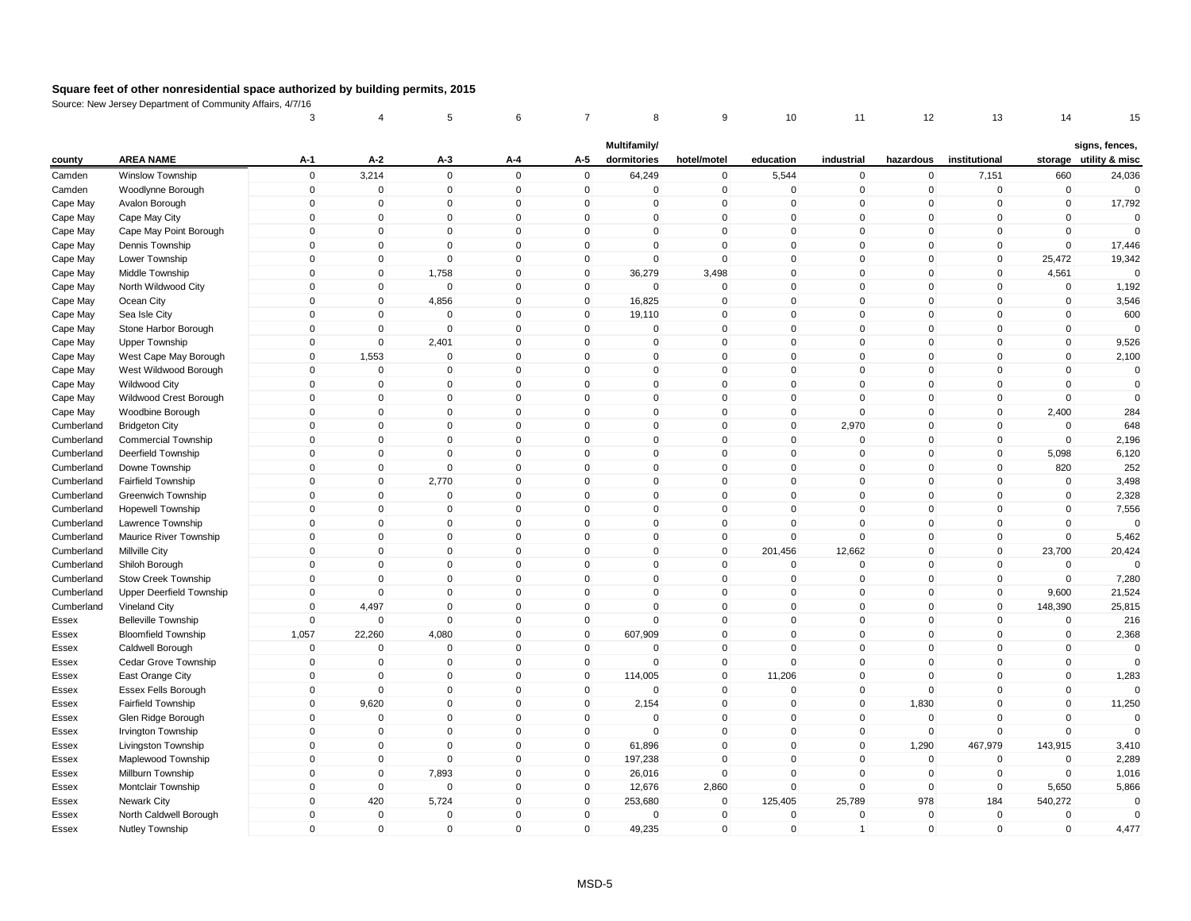# Square feet of other nonresidential space authorized by building permits, 2015

Source: New Jersey Department of Community Affairs, 4/7/16

| | | 3 | 4 | 5 | 6 | 7 | 8 | 9 | 10 | 11 | 12 | 13 | 14 | 15 |
|---|---|---|---|---|---|---|---|---|---|---|---|---|---|---|
| county | AREA NAME | A-1 | A-2 | A-3 | A-4 | A-5 | Multifamily/ dormitories | hotel/motel | education | industrial | hazardous | institutional | storage | signs, fences, utility & misc |
| Camden | Winslow Township | 0 | 3,214 | 0 | 0 | 0 | 64,249 | 0 | 5,544 | 0 | 0 | 7,151 | 660 | 24,036 |
| Camden | Woodlynne Borough | 0 | 0 | 0 | 0 | 0 | 0 | 0 | 0 | 0 | 0 | 0 | 0 | 0 |
| Cape May | Avalon Borough | 0 | 0 | 0 | 0 | 0 | 0 | 0 | 0 | 0 | 0 | 0 | 0 | 17,792 |
| Cape May | Cape May City | 0 | 0 | 0 | 0 | 0 | 0 | 0 | 0 | 0 | 0 | 0 | 0 | 0 |
| Cape May | Cape May Point Borough | 0 | 0 | 0 | 0 | 0 | 0 | 0 | 0 | 0 | 0 | 0 | 0 | 0 |
| Cape May | Dennis Township | 0 | 0 | 0 | 0 | 0 | 0 | 0 | 0 | 0 | 0 | 0 | 0 | 17,446 |
| Cape May | Lower Township | 0 | 0 | 0 | 0 | 0 | 0 | 0 | 0 | 0 | 0 | 0 | 25,472 | 19,342 |
| Cape May | Middle Township | 0 | 0 | 1,758 | 0 | 0 | 36,279 | 3,498 | 0 | 0 | 0 | 0 | 4,561 | 0 |
| Cape May | North Wildwood City | 0 | 0 | 0 | 0 | 0 | 0 | 0 | 0 | 0 | 0 | 0 | 0 | 1,192 |
| Cape May | Ocean City | 0 | 0 | 4,856 | 0 | 0 | 16,825 | 0 | 0 | 0 | 0 | 0 | 0 | 3,546 |
| Cape May | Sea Isle City | 0 | 0 | 0 | 0 | 0 | 19,110 | 0 | 0 | 0 | 0 | 0 | 0 | 600 |
| Cape May | Stone Harbor Borough | 0 | 0 | 0 | 0 | 0 | 0 | 0 | 0 | 0 | 0 | 0 | 0 | 0 |
| Cape May | Upper Township | 0 | 0 | 2,401 | 0 | 0 | 0 | 0 | 0 | 0 | 0 | 0 | 0 | 9,526 |
| Cape May | West Cape May Borough | 0 | 1,553 | 0 | 0 | 0 | 0 | 0 | 0 | 0 | 0 | 0 | 0 | 2,100 |
| Cape May | West Wildwood Borough | 0 | 0 | 0 | 0 | 0 | 0 | 0 | 0 | 0 | 0 | 0 | 0 | 0 |
| Cape May | Wildwood City | 0 | 0 | 0 | 0 | 0 | 0 | 0 | 0 | 0 | 0 | 0 | 0 | 0 |
| Cape May | Wildwood Crest Borough | 0 | 0 | 0 | 0 | 0 | 0 | 0 | 0 | 0 | 0 | 0 | 0 | 0 |
| Cape May | Woodbine Borough | 0 | 0 | 0 | 0 | 0 | 0 | 0 | 0 | 0 | 0 | 0 | 2,400 | 284 |
| Cumberland | Bridgeton City | 0 | 0 | 0 | 0 | 0 | 0 | 0 | 0 | 2,970 | 0 | 0 | 0 | 648 |
| Cumberland | Commercial Township | 0 | 0 | 0 | 0 | 0 | 0 | 0 | 0 | 0 | 0 | 0 | 0 | 2,196 |
| Cumberland | Deerfield Township | 0 | 0 | 0 | 0 | 0 | 0 | 0 | 0 | 0 | 0 | 0 | 5,098 | 6,120 |
| Cumberland | Downe Township | 0 | 0 | 0 | 0 | 0 | 0 | 0 | 0 | 0 | 0 | 0 | 820 | 252 |
| Cumberland | Fairfield Township | 0 | 0 | 2,770 | 0 | 0 | 0 | 0 | 0 | 0 | 0 | 0 | 0 | 3,498 |
| Cumberland | Greenwich Township | 0 | 0 | 0 | 0 | 0 | 0 | 0 | 0 | 0 | 0 | 0 | 0 | 2,328 |
| Cumberland | Hopewell Township | 0 | 0 | 0 | 0 | 0 | 0 | 0 | 0 | 0 | 0 | 0 | 0 | 7,556 |
| Cumberland | Lawrence Township | 0 | 0 | 0 | 0 | 0 | 0 | 0 | 0 | 0 | 0 | 0 | 0 | 0 |
| Cumberland | Maurice River Township | 0 | 0 | 0 | 0 | 0 | 0 | 0 | 0 | 0 | 0 | 0 | 0 | 5,462 |
| Cumberland | Millville City | 0 | 0 | 0 | 0 | 0 | 0 | 0 | 201,456 | 12,662 | 0 | 0 | 23,700 | 20,424 |
| Cumberland | Shiloh Borough | 0 | 0 | 0 | 0 | 0 | 0 | 0 | 0 | 0 | 0 | 0 | 0 | 0 |
| Cumberland | Stow Creek Township | 0 | 0 | 0 | 0 | 0 | 0 | 0 | 0 | 0 | 0 | 0 | 0 | 7,280 |
| Cumberland | Upper Deerfield Township | 0 | 0 | 0 | 0 | 0 | 0 | 0 | 0 | 0 | 0 | 0 | 9,600 | 21,524 |
| Cumberland | Vineland City | 0 | 4,497 | 0 | 0 | 0 | 0 | 0 | 0 | 0 | 0 | 0 | 148,390 | 25,815 |
| Essex | Belleville Township | 0 | 0 | 0 | 0 | 0 | 0 | 0 | 0 | 0 | 0 | 0 | 0 | 216 |
| Essex | Bloomfield Township | 1,057 | 22,260 | 4,080 | 0 | 0 | 607,909 | 0 | 0 | 0 | 0 | 0 | 0 | 2,368 |
| Essex | Caldwell Borough | 0 | 0 | 0 | 0 | 0 | 0 | 0 | 0 | 0 | 0 | 0 | 0 | 0 |
| Essex | Cedar Grove Township | 0 | 0 | 0 | 0 | 0 | 0 | 0 | 0 | 0 | 0 | 0 | 0 | 0 |
| Essex | East Orange City | 0 | 0 | 0 | 0 | 0 | 114,005 | 0 | 11,206 | 0 | 0 | 0 | 0 | 1,283 |
| Essex | Essex Fells Borough | 0 | 0 | 0 | 0 | 0 | 0 | 0 | 0 | 0 | 0 | 0 | 0 | 0 |
| Essex | Fairfield Township | 0 | 9,620 | 0 | 0 | 0 | 2,154 | 0 | 0 | 0 | 1,830 | 0 | 0 | 11,250 |
| Essex | Glen Ridge Borough | 0 | 0 | 0 | 0 | 0 | 0 | 0 | 0 | 0 | 0 | 0 | 0 | 0 |
| Essex | Irvington Township | 0 | 0 | 0 | 0 | 0 | 0 | 0 | 0 | 0 | 0 | 0 | 0 | 0 |
| Essex | Livingston Township | 0 | 0 | 0 | 0 | 0 | 61,896 | 0 | 0 | 0 | 1,290 | 467,979 | 143,915 | 3,410 |
| Essex | Maplewood Township | 0 | 0 | 0 | 0 | 0 | 197,238 | 0 | 0 | 0 | 0 | 0 | 0 | 2,289 |
| Essex | Millburn Township | 0 | 0 | 7,893 | 0 | 0 | 26,016 | 0 | 0 | 0 | 0 | 0 | 0 | 1,016 |
| Essex | Montclair Township | 0 | 0 | 0 | 0 | 0 | 12,676 | 2,860 | 0 | 0 | 0 | 0 | 5,650 | 5,866 |
| Essex | Newark City | 0 | 420 | 5,724 | 0 | 0 | 253,680 | 0 | 125,405 | 25,789 | 978 | 184 | 540,272 | 0 |
| Essex | North Caldwell Borough | 0 | 0 | 0 | 0 | 0 | 0 | 0 | 0 | 0 | 0 | 0 | 0 | 0 |
| Essex | Nutley Township | 0 | 0 | 0 | 0 | 0 | 49,235 | 0 | 0 | 1 | 0 | 0 | 0 | 4,477 |

MSD-5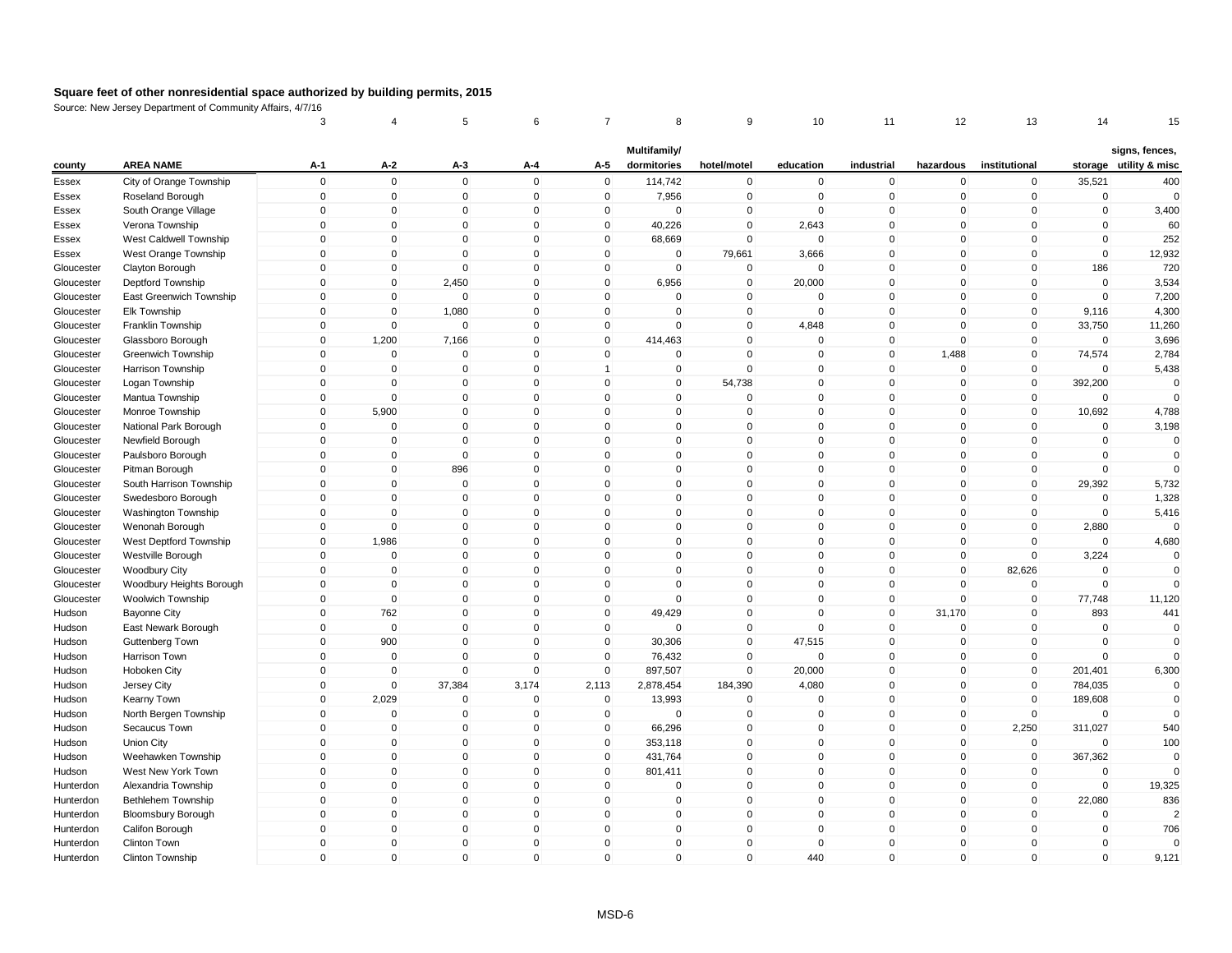# Square feet of other nonresidential space authorized by building permits, 2015

Source: New Jersey Department of Community Affairs, 4/7/16

| | | 3 | 4 | 5 | 6 | 7 | 8 | 9 | 10 | 11 | 12 | 13 | 14 | 15 |
|---|---|---|---|---|---|---|---|---|---|---|---|---|---|---|
| **county** | **AREA NAME** | **A-1** | **A-2** | **A-3** | **A-4** | **A-5** | **Multifamily/ dormitories** | **hotel/motel** | **education** | **industrial** | **hazardous** | **institutional** | **storage** | **signs, fences, utility & misc** |
| Essex | City of Orange Township | 0 | 0 | 0 | 0 | 0 | 114,742 | 0 | 0 | 0 | 0 | 0 | 35,521 | 400 |
| Essex | Roseland Borough | 0 | 0 | 0 | 0 | 0 | 7,956 | 0 | 0 | 0 | 0 | 0 | 0 | 0 |
| Essex | South Orange Village | 0 | 0 | 0 | 0 | 0 | 0 | 0 | 0 | 0 | 0 | 0 | 0 | 3,400 |
| Essex | Verona Township | 0 | 0 | 0 | 0 | 0 | 40,226 | 0 | 2,643 | 0 | 0 | 0 | 0 | 60 |
| Essex | West Caldwell Township | 0 | 0 | 0 | 0 | 0 | 68,669 | 0 | 0 | 0 | 0 | 0 | 0 | 252 |
| Essex | West Orange Township | 0 | 0 | 0 | 0 | 0 | 0 | 79,661 | 3,666 | 0 | 0 | 0 | 0 | 12,932 |
| Gloucester | Clayton Borough | 0 | 0 | 0 | 0 | 0 | 0 | 0 | 0 | 0 | 0 | 0 | 186 | 720 |
| Gloucester | Deptford Township | 0 | 0 | 2,450 | 0 | 0 | 6,956 | 0 | 20,000 | 0 | 0 | 0 | 0 | 3,534 |
| Gloucester | East Greenwich Township | 0 | 0 | 0 | 0 | 0 | 0 | 0 | 0 | 0 | 0 | 0 | 0 | 7,200 |
| Gloucester | Elk Township | 0 | 0 | 1,080 | 0 | 0 | 0 | 0 | 0 | 0 | 0 | 0 | 9,116 | 4,300 |
| Gloucester | Franklin Township | 0 | 0 | 0 | 0 | 0 | 0 | 0 | 4,848 | 0 | 0 | 0 | 33,750 | 11,260 |
| Gloucester | Glassboro Borough | 0 | 1,200 | 7,166 | 0 | 0 | 414,463 | 0 | 0 | 0 | 0 | 0 | 0 | 3,696 |
| Gloucester | Greenwich Township | 0 | 0 | 0 | 0 | 0 | 0 | 0 | 0 | 0 | 1,488 | 0 | 74,574 | 2,784 |
| Gloucester | Harrison Township | 0 | 0 | 0 | 0 | 1 | 0 | 0 | 0 | 0 | 0 | 0 | 0 | 5,438 |
| Gloucester | Logan Township | 0 | 0 | 0 | 0 | 0 | 0 | 54,738 | 0 | 0 | 0 | 0 | 392,200 | 0 |
| Gloucester | Mantua Township | 0 | 0 | 0 | 0 | 0 | 0 | 0 | 0 | 0 | 0 | 0 | 0 | 0 |
| Gloucester | Monroe Township | 0 | 5,900 | 0 | 0 | 0 | 0 | 0 | 0 | 0 | 0 | 0 | 10,692 | 4,788 |
| Gloucester | National Park Borough | 0 | 0 | 0 | 0 | 0 | 0 | 0 | 0 | 0 | 0 | 0 | 0 | 3,198 |
| Gloucester | Newfield Borough | 0 | 0 | 0 | 0 | 0 | 0 | 0 | 0 | 0 | 0 | 0 | 0 | 0 |
| Gloucester | Paulsboro Borough | 0 | 0 | 0 | 0 | 0 | 0 | 0 | 0 | 0 | 0 | 0 | 0 | 0 |
| Gloucester | Pitman Borough | 0 | 0 | 896 | 0 | 0 | 0 | 0 | 0 | 0 | 0 | 0 | 0 | 0 |
| Gloucester | South Harrison Township | 0 | 0 | 0 | 0 | 0 | 0 | 0 | 0 | 0 | 0 | 0 | 29,392 | 5,732 |
| Gloucester | Swedesboro Borough | 0 | 0 | 0 | 0 | 0 | 0 | 0 | 0 | 0 | 0 | 0 | 0 | 1,328 |
| Gloucester | Washington Township | 0 | 0 | 0 | 0 | 0 | 0 | 0 | 0 | 0 | 0 | 0 | 0 | 5,416 |
| Gloucester | Wenonah Borough | 0 | 0 | 0 | 0 | 0 | 0 | 0 | 0 | 0 | 0 | 0 | 2,880 | 0 |
| Gloucester | West Deptford Township | 0 | 1,986 | 0 | 0 | 0 | 0 | 0 | 0 | 0 | 0 | 0 | 0 | 4,680 |
| Gloucester | Westville Borough | 0 | 0 | 0 | 0 | 0 | 0 | 0 | 0 | 0 | 0 | 0 | 3,224 | 0 |
| Gloucester | Woodbury City | 0 | 0 | 0 | 0 | 0 | 0 | 0 | 0 | 0 | 0 | 82,626 | 0 | 0 |
| Gloucester | Woodbury Heights Borough | 0 | 0 | 0 | 0 | 0 | 0 | 0 | 0 | 0 | 0 | 0 | 0 | 0 |
| Gloucester | Woolwich Township | 0 | 0 | 0 | 0 | 0 | 0 | 0 | 0 | 0 | 0 | 0 | 77,748 | 11,120 |
| Hudson | Bayonne City | 0 | 762 | 0 | 0 | 0 | 49,429 | 0 | 0 | 0 | 31,170 | 0 | 893 | 441 |
| Hudson | East Newark Borough | 0 | 0 | 0 | 0 | 0 | 0 | 0 | 0 | 0 | 0 | 0 | 0 | 0 |
| Hudson | Guttenberg Town | 0 | 900 | 0 | 0 | 0 | 30,306 | 0 | 47,515 | 0 | 0 | 0 | 0 | 0 |
| Hudson | Harrison Town | 0 | 0 | 0 | 0 | 0 | 76,432 | 0 | 0 | 0 | 0 | 0 | 0 | 0 |
| Hudson | Hoboken City | 0 | 0 | 0 | 0 | 0 | 897,507 | 0 | 20,000 | 0 | 0 | 0 | 201,401 | 6,300 |
| Hudson | Jersey City | 0 | 0 | 37,384 | 3,174 | 2,113 | 2,878,454 | 184,390 | 4,080 | 0 | 0 | 0 | 784,035 | 0 |
| Hudson | Kearny Town | 0 | 2,029 | 0 | 0 | 0 | 13,993 | 0 | 0 | 0 | 0 | 0 | 189,608 | 0 |
| Hudson | North Bergen Township | 0 | 0 | 0 | 0 | 0 | 0 | 0 | 0 | 0 | 0 | 0 | 0 | 0 |
| Hudson | Secaucus Town | 0 | 0 | 0 | 0 | 0 | 66,296 | 0 | 0 | 0 | 0 | 2,250 | 311,027 | 540 |
| Hudson | Union City | 0 | 0 | 0 | 0 | 0 | 353,118 | 0 | 0 | 0 | 0 | 0 | 0 | 100 |
| Hudson | Weehawken Township | 0 | 0 | 0 | 0 | 0 | 431,764 | 0 | 0 | 0 | 0 | 0 | 367,362 | 0 |
| Hudson | West New York Town | 0 | 0 | 0 | 0 | 0 | 801,411 | 0 | 0 | 0 | 0 | 0 | 0 | 0 |
| Hunterdon | Alexandria Township | 0 | 0 | 0 | 0 | 0 | 0 | 0 | 0 | 0 | 0 | 0 | 0 | 19,325 |
| Hunterdon | Bethlehem Township | 0 | 0 | 0 | 0 | 0 | 0 | 0 | 0 | 0 | 0 | 0 | 22,080 | 836 |
| Hunterdon | Bloomsbury Borough | 0 | 0 | 0 | 0 | 0 | 0 | 0 | 0 | 0 | 0 | 0 | 0 | 2 |
| Hunterdon | Califon Borough | 0 | 0 | 0 | 0 | 0 | 0 | 0 | 0 | 0 | 0 | 0 | 0 | 706 |
| Hunterdon | Clinton Town | 0 | 0 | 0 | 0 | 0 | 0 | 0 | 0 | 0 | 0 | 0 | 0 | 0 |
| Hunterdon | Clinton Township | 0 | 0 | 0 | 0 | 0 | 0 | 0 | 440 | 0 | 0 | 0 | 0 | 9,121 |

MSD-6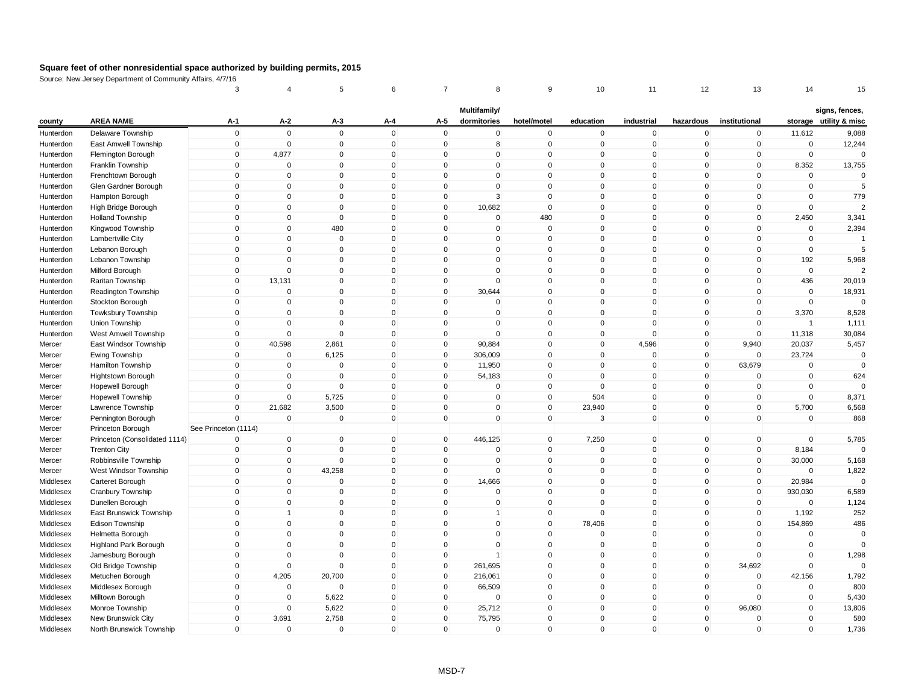**Square feet of other nonresidential space authorized by building permits, 2015**

Source: New Jersey Department of Community Affairs, 4/7/16

| | | 3 | 4 | 5 | 6 | 7 | 8 | 9 | 10 | 11 | 12 | 13 | 14 | 15 |
|---|---|---|---|---|---|---|---|---|---|---|---|---|---|---|
| county | AREA NAME | A-1 | A-2 | A-3 | A-4 | A-5 | Multifamily/ dormitories | hotel/motel | education | industrial | hazardous | institutional | storage | signs, fences, utility & misc |
| Hunterdon | Delaware Township | 0 | 0 | 0 | 0 | 0 | 0 | 0 | 0 | 0 | 0 | 0 | 11,612 | 9,088 |
| Hunterdon | East Amwell Township | 0 | 0 | 0 | 0 | 0 | 8 | 0 | 0 | 0 | 0 | 0 | 0 | 12,244 |
| Hunterdon | Flemington Borough | 0 | 4,877 | 0 | 0 | 0 | 0 | 0 | 0 | 0 | 0 | 0 | 0 | 0 |
| Hunterdon | Franklin Township | 0 | 0 | 0 | 0 | 0 | 0 | 0 | 0 | 0 | 0 | 0 | 8,352 | 13,755 |
| Hunterdon | Frenchtown Borough | 0 | 0 | 0 | 0 | 0 | 0 | 0 | 0 | 0 | 0 | 0 | 0 | 0 |
| Hunterdon | Glen Gardner Borough | 0 | 0 | 0 | 0 | 0 | 0 | 0 | 0 | 0 | 0 | 0 | 0 | 5 |
| Hunterdon | Hampton Borough | 0 | 0 | 0 | 0 | 0 | 3 | 0 | 0 | 0 | 0 | 0 | 0 | 779 |
| Hunterdon | High Bridge Borough | 0 | 0 | 0 | 0 | 0 | 10,682 | 0 | 0 | 0 | 0 | 0 | 0 | 2 |
| Hunterdon | Holland Township | 0 | 0 | 0 | 0 | 0 | 0 | 480 | 0 | 0 | 0 | 0 | 2,450 | 3,341 |
| Hunterdon | Kingwood Township | 0 | 0 | 480 | 0 | 0 | 0 | 0 | 0 | 0 | 0 | 0 | 0 | 2,394 |
| Hunterdon | Lambertville City | 0 | 0 | 0 | 0 | 0 | 0 | 0 | 0 | 0 | 0 | 0 | 0 | 1 |
| Hunterdon | Lebanon Borough | 0 | 0 | 0 | 0 | 0 | 0 | 0 | 0 | 0 | 0 | 0 | 0 | 5 |
| Hunterdon | Lebanon Township | 0 | 0 | 0 | 0 | 0 | 0 | 0 | 0 | 0 | 0 | 0 | 192 | 5,968 |
| Hunterdon | Milford Borough | 0 | 0 | 0 | 0 | 0 | 0 | 0 | 0 | 0 | 0 | 0 | 0 | 2 |
| Hunterdon | Raritan Township | 0 | 13,131 | 0 | 0 | 0 | 0 | 0 | 0 | 0 | 0 | 0 | 436 | 20,019 |
| Hunterdon | Readington Township | 0 | 0 | 0 | 0 | 0 | 30,644 | 0 | 0 | 0 | 0 | 0 | 0 | 18,931 |
| Hunterdon | Stockton Borough | 0 | 0 | 0 | 0 | 0 | 0 | 0 | 0 | 0 | 0 | 0 | 0 | 0 |
| Hunterdon | Tewksbury Township | 0 | 0 | 0 | 0 | 0 | 0 | 0 | 0 | 0 | 0 | 0 | 3,370 | 8,528 |
| Hunterdon | Union Township | 0 | 0 | 0 | 0 | 0 | 0 | 0 | 0 | 0 | 0 | 0 | 1 | 1,111 |
| Hunterdon | West Amwell Township | 0 | 0 | 0 | 0 | 0 | 0 | 0 | 0 | 0 | 0 | 0 | 11,318 | 30,084 |
| Mercer | East Windsor Township | 0 | 40,598 | 2,861 | 0 | 0 | 90,884 | 0 | 0 | 4,596 | 0 | 9,940 | 20,037 | 5,457 |
| Mercer | Ewing Township | 0 | 0 | 6,125 | 0 | 0 | 306,009 | 0 | 0 | 0 | 0 | 0 | 23,724 | 0 |
| Mercer | Hamilton Township | 0 | 0 | 0 | 0 | 0 | 11,950 | 0 | 0 | 0 | 0 | 63,679 | 0 | 0 |
| Mercer | Hightstown Borough | 0 | 0 | 0 | 0 | 0 | 54,183 | 0 | 0 | 0 | 0 | 0 | 0 | 624 |
| Mercer | Hopewell Borough | 0 | 0 | 0 | 0 | 0 | 0 | 0 | 0 | 0 | 0 | 0 | 0 | 0 |
| Mercer | Hopewell Township | 0 | 0 | 5,725 | 0 | 0 | 0 | 0 | 504 | 0 | 0 | 0 | 0 | 8,371 |
| Mercer | Lawrence Township | 0 | 21,682 | 3,500 | 0 | 0 | 0 | 0 | 23,940 | 0 | 0 | 0 | 5,700 | 6,568 |
| Mercer | Pennington Borough | 0 | 0 | 0 | 0 | 0 | 0 | 0 | 3 | 0 | 0 | 0 | 0 | 868 |
| Mercer | Princeton Borough | See Princeton (1114) | | | | | | | | | | | | |
| Mercer | Princeton (Consolidated 1114) | 0 | 0 | 0 | 0 | 0 | 446,125 | 0 | 7,250 | 0 | 0 | 0 | 0 | 5,785 |
| Mercer | Trenton City | 0 | 0 | 0 | 0 | 0 | 0 | 0 | 0 | 0 | 0 | 0 | 8,184 | 0 |
| Mercer | Robbinsville Township | 0 | 0 | 0 | 0 | 0 | 0 | 0 | 0 | 0 | 0 | 0 | 30,000 | 5,168 |
| Mercer | West Windsor Township | 0 | 0 | 43,258 | 0 | 0 | 0 | 0 | 0 | 0 | 0 | 0 | 0 | 1,822 |
| Middlesex | Carteret Borough | 0 | 0 | 0 | 0 | 0 | 14,666 | 0 | 0 | 0 | 0 | 0 | 20,984 | 0 |
| Middlesex | Cranbury Township | 0 | 0 | 0 | 0 | 0 | 0 | 0 | 0 | 0 | 0 | 0 | 930,030 | 6,589 |
| Middlesex | Dunellen Borough | 0 | 0 | 0 | 0 | 0 | 0 | 0 | 0 | 0 | 0 | 0 | 0 | 1,124 |
| Middlesex | East Brunswick Township | 0 | 1 | 0 | 0 | 0 | 1 | 0 | 0 | 0 | 0 | 0 | 1,192 | 252 |
| Middlesex | Edison Township | 0 | 0 | 0 | 0 | 0 | 0 | 0 | 78,406 | 0 | 0 | 0 | 154,869 | 486 |
| Middlesex | Helmetta Borough | 0 | 0 | 0 | 0 | 0 | 0 | 0 | 0 | 0 | 0 | 0 | 0 | 0 |
| Middlesex | Highland Park Borough | 0 | 0 | 0 | 0 | 0 | 0 | 0 | 0 | 0 | 0 | 0 | 0 | 0 |
| Middlesex | Jamesburg Borough | 0 | 0 | 0 | 0 | 0 | 1 | 0 | 0 | 0 | 0 | 0 | 0 | 1,298 |
| Middlesex | Old Bridge Township | 0 | 0 | 0 | 0 | 0 | 261,695 | 0 | 0 | 0 | 0 | 34,692 | 0 | 0 |
| Middlesex | Metuchen Borough | 0 | 4,205 | 20,700 | 0 | 0 | 216,061 | 0 | 0 | 0 | 0 | 0 | 42,156 | 1,792 |
| Middlesex | Middlesex Borough | 0 | 0 | 0 | 0 | 0 | 66,509 | 0 | 0 | 0 | 0 | 0 | 0 | 800 |
| Middlesex | Milltown Borough | 0 | 0 | 5,622 | 0 | 0 | 0 | 0 | 0 | 0 | 0 | 0 | 0 | 5,430 |
| Middlesex | Monroe Township | 0 | 0 | 5,622 | 0 | 0 | 25,712 | 0 | 0 | 0 | 0 | 96,080 | 0 | 13,806 |
| Middlesex | New Brunswick City | 0 | 3,691 | 2,758 | 0 | 0 | 75,795 | 0 | 0 | 0 | 0 | 0 | 0 | 580 |
| Middlesex | North Brunswick Township | 0 | 0 | 0 | 0 | 0 | 0 | 0 | 0 | 0 | 0 | 0 | 0 | 1,736 |

MSD-7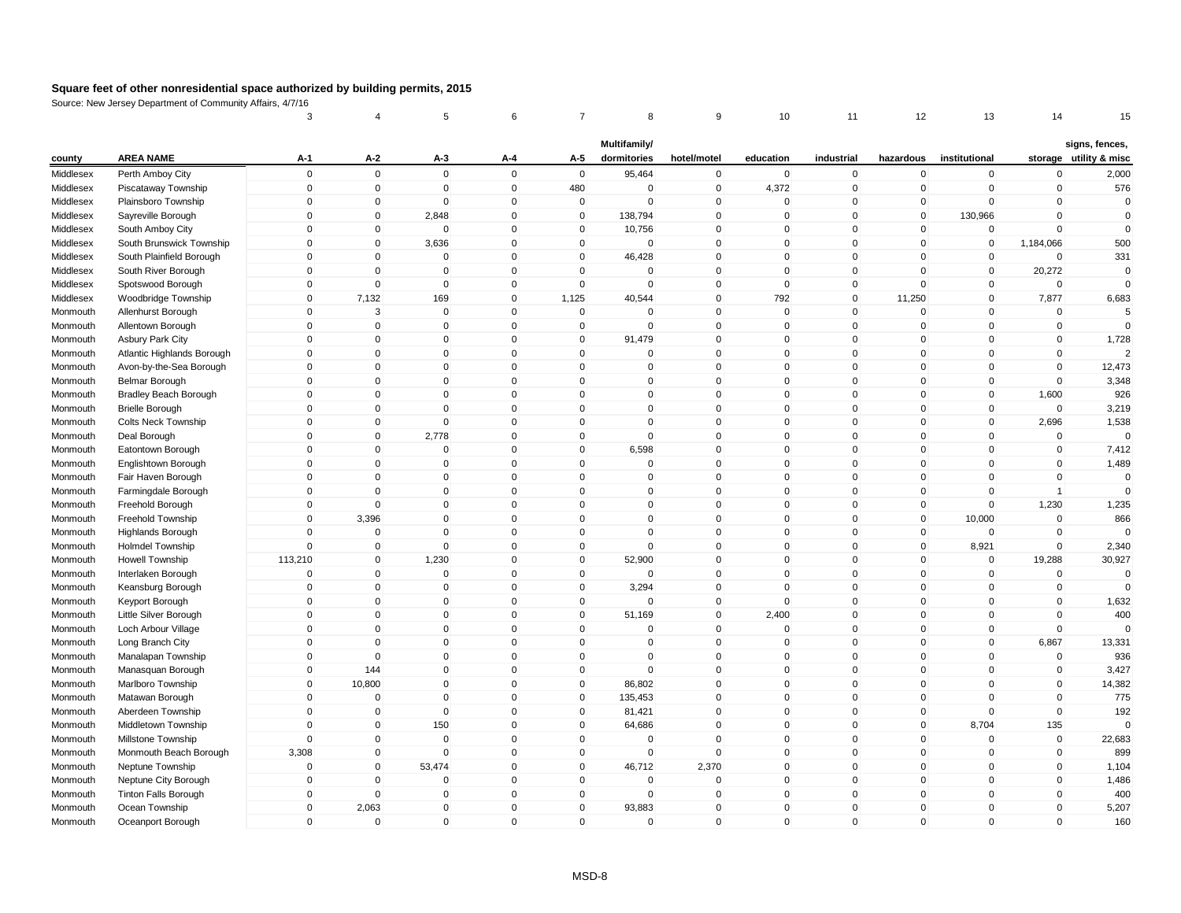## Square feet of other nonresidential space authorized by building permits, 2015

Source: New Jersey Department of Community Affairs, 4/7/16

| | | 3 | 4 | 5 | 6 | 7 | 8 | 9 | 10 | 11 | 12 | 13 | 14 | 15 |
|---|---|---|---|---|---|---|---|---|---|---|---|---|---|---|
| county | AREA NAME | A-1 | A-2 | A-3 | A-4 | A-5 | Multifamily/ dormitories | hotel/motel | education | industrial | hazardous | institutional | storage | signs, fences, utility & misc |
| Middlesex | Perth Amboy City | 0 | 0 | 0 | 0 | 0 | 95,464 | 0 | 0 | 0 | 0 | 0 | 0 | 2,000 |
| Middlesex | Piscataway Township | 0 | 0 | 0 | 0 | 480 | 0 | 0 | 4,372 | 0 | 0 | 0 | 0 | 576 |
| Middlesex | Plainsboro Township | 0 | 0 | 0 | 0 | 0 | 0 | 0 | 0 | 0 | 0 | 0 | 0 | 0 |
| Middlesex | Sayreville Borough | 0 | 0 | 2,848 | 0 | 0 | 138,794 | 0 | 0 | 0 | 0 | 130,966 | 0 | 0 |
| Middlesex | South Amboy City | 0 | 0 | 0 | 0 | 0 | 10,756 | 0 | 0 | 0 | 0 | 0 | 0 | 0 |
| Middlesex | South Brunswick Township | 0 | 0 | 3,636 | 0 | 0 | 0 | 0 | 0 | 0 | 0 | 0 | 1,184,066 | 500 |
| Middlesex | South Plainfield Borough | 0 | 0 | 0 | 0 | 0 | 46,428 | 0 | 0 | 0 | 0 | 0 | 0 | 331 |
| Middlesex | South River Borough | 0 | 0 | 0 | 0 | 0 | 0 | 0 | 0 | 0 | 0 | 0 | 20,272 | 0 |
| Middlesex | Spotswood Borough | 0 | 0 | 0 | 0 | 0 | 0 | 0 | 0 | 0 | 0 | 0 | 0 | 0 |
| Middlesex | Woodbridge Township | 0 | 7,132 | 169 | 0 | 1,125 | 40,544 | 0 | 792 | 0 | 11,250 | 0 | 7,877 | 6,683 |
| Monmouth | Allenhurst Borough | 0 | 3 | 0 | 0 | 0 | 0 | 0 | 0 | 0 | 0 | 0 | 0 | 5 |
| Monmouth | Allentown Borough | 0 | 0 | 0 | 0 | 0 | 0 | 0 | 0 | 0 | 0 | 0 | 0 | 0 |
| Monmouth | Asbury Park City | 0 | 0 | 0 | 0 | 0 | 91,479 | 0 | 0 | 0 | 0 | 0 | 0 | 1,728 |
| Monmouth | Atlantic Highlands Borough | 0 | 0 | 0 | 0 | 0 | 0 | 0 | 0 | 0 | 0 | 0 | 0 | 2 |
| Monmouth | Avon-by-the-Sea Borough | 0 | 0 | 0 | 0 | 0 | 0 | 0 | 0 | 0 | 0 | 0 | 0 | 12,473 |
| Monmouth | Belmar Borough | 0 | 0 | 0 | 0 | 0 | 0 | 0 | 0 | 0 | 0 | 0 | 0 | 3,348 |
| Monmouth | Bradley Beach Borough | 0 | 0 | 0 | 0 | 0 | 0 | 0 | 0 | 0 | 0 | 0 | 1,600 | 926 |
| Monmouth | Brielle Borough | 0 | 0 | 0 | 0 | 0 | 0 | 0 | 0 | 0 | 0 | 0 | 0 | 3,219 |
| Monmouth | Colts Neck Township | 0 | 0 | 0 | 0 | 0 | 0 | 0 | 0 | 0 | 0 | 0 | 2,696 | 1,538 |
| Monmouth | Deal Borough | 0 | 0 | 2,778 | 0 | 0 | 0 | 0 | 0 | 0 | 0 | 0 | 0 | 0 |
| Monmouth | Eatontown Borough | 0 | 0 | 0 | 0 | 0 | 6,598 | 0 | 0 | 0 | 0 | 0 | 0 | 7,412 |
| Monmouth | Englishtown Borough | 0 | 0 | 0 | 0 | 0 | 0 | 0 | 0 | 0 | 0 | 0 | 0 | 1,489 |
| Monmouth | Fair Haven Borough | 0 | 0 | 0 | 0 | 0 | 0 | 0 | 0 | 0 | 0 | 0 | 0 | 0 |
| Monmouth | Farmingdale Borough | 0 | 0 | 0 | 0 | 0 | 0 | 0 | 0 | 0 | 0 | 0 | 1 | 0 |
| Monmouth | Freehold Borough | 0 | 0 | 0 | 0 | 0 | 0 | 0 | 0 | 0 | 0 | 0 | 1,230 | 1,235 |
| Monmouth | Freehold Township | 0 | 3,396 | 0 | 0 | 0 | 0 | 0 | 0 | 0 | 0 | 10,000 | 0 | 866 |
| Monmouth | Highlands Borough | 0 | 0 | 0 | 0 | 0 | 0 | 0 | 0 | 0 | 0 | 0 | 0 | 0 |
| Monmouth | Holmdel Township | 0 | 0 | 0 | 0 | 0 | 0 | 0 | 0 | 0 | 0 | 8,921 | 0 | 2,340 |
| Monmouth | Howell Township | 113,210 | 0 | 1,230 | 0 | 0 | 52,900 | 0 | 0 | 0 | 0 | 0 | 19,288 | 30,927 |
| Monmouth | Interlaken Borough | 0 | 0 | 0 | 0 | 0 | 0 | 0 | 0 | 0 | 0 | 0 | 0 | 0 |
| Monmouth | Keansburg Borough | 0 | 0 | 0 | 0 | 0 | 3,294 | 0 | 0 | 0 | 0 | 0 | 0 | 0 |
| Monmouth | Keyport Borough | 0 | 0 | 0 | 0 | 0 | 0 | 0 | 0 | 0 | 0 | 0 | 0 | 1,632 |
| Monmouth | Little Silver Borough | 0 | 0 | 0 | 0 | 0 | 51,169 | 0 | 2,400 | 0 | 0 | 0 | 0 | 400 |
| Monmouth | Loch Arbour Village | 0 | 0 | 0 | 0 | 0 | 0 | 0 | 0 | 0 | 0 | 0 | 0 | 0 |
| Monmouth | Long Branch City | 0 | 0 | 0 | 0 | 0 | 0 | 0 | 0 | 0 | 0 | 0 | 6,867 | 13,331 |
| Monmouth | Manalapan Township | 0 | 0 | 0 | 0 | 0 | 0 | 0 | 0 | 0 | 0 | 0 | 0 | 936 |
| Monmouth | Manasquan Borough | 0 | 144 | 0 | 0 | 0 | 0 | 0 | 0 | 0 | 0 | 0 | 0 | 3,427 |
| Monmouth | Marlboro Township | 0 | 10,800 | 0 | 0 | 0 | 86,802 | 0 | 0 | 0 | 0 | 0 | 0 | 14,382 |
| Monmouth | Matawan Borough | 0 | 0 | 0 | 0 | 0 | 135,453 | 0 | 0 | 0 | 0 | 0 | 0 | 775 |
| Monmouth | Aberdeen Township | 0 | 0 | 0 | 0 | 0 | 81,421 | 0 | 0 | 0 | 0 | 0 | 0 | 192 |
| Monmouth | Middletown Township | 0 | 0 | 150 | 0 | 0 | 64,686 | 0 | 0 | 0 | 0 | 8,704 | 135 | 0 |
| Monmouth | Millstone Township | 0 | 0 | 0 | 0 | 0 | 0 | 0 | 0 | 0 | 0 | 0 | 0 | 22,683 |
| Monmouth | Monmouth Beach Borough | 3,308 | 0 | 0 | 0 | 0 | 0 | 0 | 0 | 0 | 0 | 0 | 0 | 899 |
| Monmouth | Neptune Township | 0 | 0 | 53,474 | 0 | 0 | 46,712 | 2,370 | 0 | 0 | 0 | 0 | 0 | 1,104 |
| Monmouth | Neptune City Borough | 0 | 0 | 0 | 0 | 0 | 0 | 0 | 0 | 0 | 0 | 0 | 0 | 1,486 |
| Monmouth | Tinton Falls Borough | 0 | 0 | 0 | 0 | 0 | 0 | 0 | 0 | 0 | 0 | 0 | 0 | 400 |
| Monmouth | Ocean Township | 0 | 2,063 | 0 | 0 | 0 | 93,883 | 0 | 0 | 0 | 0 | 0 | 0 | 5,207 |
| Monmouth | Oceanport Borough | 0 | 0 | 0 | 0 | 0 | 0 | 0 | 0 | 0 | 0 | 0 | 0 | 160 |

MSD-8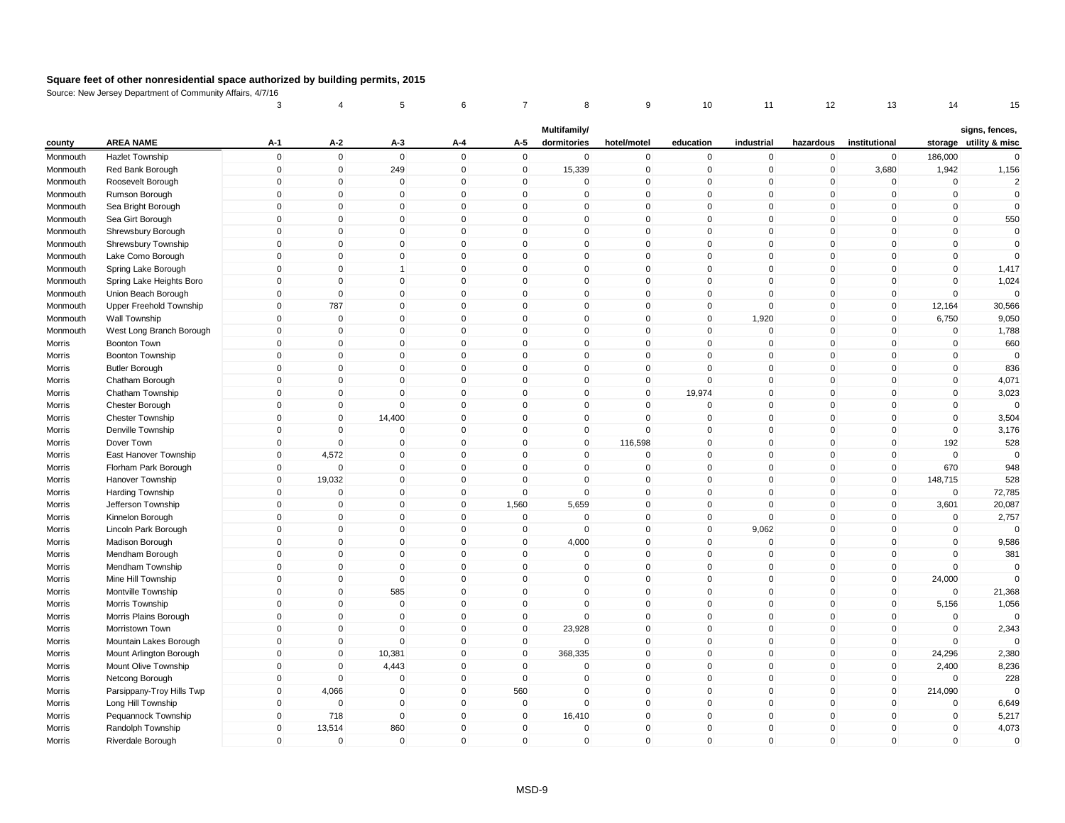**Square feet of other nonresidential space authorized by building permits, 2015**

Source: New Jersey Department of Community Affairs, 4/7/16

| | | 3 | 4 | 5 | 6 | 7 | 8 | 9 | 10 | 11 | 12 | 13 | 14 | 15 |
|---|---|---|---|---|---|---|---|---|---|---|---|---|---|---|
| county | AREA NAME | A-1 | A-2 | A-3 | A-4 | A-5 | Multifamily/ dormitories | hotel/motel | education | industrial | hazardous | institutional | storage | signs, fences, utility & misc |
| Monmouth | Hazlet Township | 0 | 0 | 0 | 0 | 0 | 0 | 0 | 0 | 0 | 0 | 0 | 186,000 | 0 |
| Monmouth | Red Bank Borough | 0 | 0 | 249 | 0 | 0 | 15,339 | 0 | 0 | 0 | 0 | 3,680 | 1,942 | 1,156 |
| Monmouth | Roosevelt Borough | 0 | 0 | 0 | 0 | 0 | 0 | 0 | 0 | 0 | 0 | 0 | 0 | 2 |
| Monmouth | Rumson Borough | 0 | 0 | 0 | 0 | 0 | 0 | 0 | 0 | 0 | 0 | 0 | 0 | 0 |
| Monmouth | Sea Bright Borough | 0 | 0 | 0 | 0 | 0 | 0 | 0 | 0 | 0 | 0 | 0 | 0 | 0 |
| Monmouth | Sea Girt Borough | 0 | 0 | 0 | 0 | 0 | 0 | 0 | 0 | 0 | 0 | 0 | 0 | 550 |
| Monmouth | Shrewsbury Borough | 0 | 0 | 0 | 0 | 0 | 0 | 0 | 0 | 0 | 0 | 0 | 0 | 0 |
| Monmouth | Shrewsbury Township | 0 | 0 | 0 | 0 | 0 | 0 | 0 | 0 | 0 | 0 | 0 | 0 | 0 |
| Monmouth | Lake Como Borough | 0 | 0 | 0 | 0 | 0 | 0 | 0 | 0 | 0 | 0 | 0 | 0 | 0 |
| Monmouth | Spring Lake Borough | 0 | 0 | 1 | 0 | 0 | 0 | 0 | 0 | 0 | 0 | 0 | 0 | 1,417 |
| Monmouth | Spring Lake Heights Boro | 0 | 0 | 0 | 0 | 0 | 0 | 0 | 0 | 0 | 0 | 0 | 0 | 1,024 |
| Monmouth | Union Beach Borough | 0 | 0 | 0 | 0 | 0 | 0 | 0 | 0 | 0 | 0 | 0 | 0 | 0 |
| Monmouth | Upper Freehold Township | 0 | 787 | 0 | 0 | 0 | 0 | 0 | 0 | 0 | 0 | 0 | 12,164 | 30,566 |
| Monmouth | Wall Township | 0 | 0 | 0 | 0 | 0 | 0 | 0 | 0 | 1,920 | 0 | 0 | 6,750 | 9,050 |
| Monmouth | West Long Branch Borough | 0 | 0 | 0 | 0 | 0 | 0 | 0 | 0 | 0 | 0 | 0 | 0 | 1,788 |
| Morris | Boonton Town | 0 | 0 | 0 | 0 | 0 | 0 | 0 | 0 | 0 | 0 | 0 | 0 | 660 |
| Morris | Boonton Township | 0 | 0 | 0 | 0 | 0 | 0 | 0 | 0 | 0 | 0 | 0 | 0 | 0 |
| Morris | Butler Borough | 0 | 0 | 0 | 0 | 0 | 0 | 0 | 0 | 0 | 0 | 0 | 0 | 836 |
| Morris | Chatham Borough | 0 | 0 | 0 | 0 | 0 | 0 | 0 | 0 | 0 | 0 | 0 | 0 | 4,071 |
| Morris | Chatham Township | 0 | 0 | 0 | 0 | 0 | 0 | 0 | 19,974 | 0 | 0 | 0 | 0 | 3,023 |
| Morris | Chester Borough | 0 | 0 | 0 | 0 | 0 | 0 | 0 | 0 | 0 | 0 | 0 | 0 | 0 |
| Morris | Chester Township | 0 | 0 | 14,400 | 0 | 0 | 0 | 0 | 0 | 0 | 0 | 0 | 0 | 3,504 |
| Morris | Denville Township | 0 | 0 | 0 | 0 | 0 | 0 | 0 | 0 | 0 | 0 | 0 | 0 | 3,176 |
| Morris | Dover Town | 0 | 0 | 0 | 0 | 0 | 0 | 116,598 | 0 | 0 | 0 | 0 | 192 | 528 |
| Morris | East Hanover Township | 0 | 4,572 | 0 | 0 | 0 | 0 | 0 | 0 | 0 | 0 | 0 | 0 | 0 |
| Morris | Florham Park Borough | 0 | 0 | 0 | 0 | 0 | 0 | 0 | 0 | 0 | 0 | 0 | 670 | 948 |
| Morris | Hanover Township | 0 | 19,032 | 0 | 0 | 0 | 0 | 0 | 0 | 0 | 0 | 0 | 148,715 | 528 |
| Morris | Harding Township | 0 | 0 | 0 | 0 | 0 | 0 | 0 | 0 | 0 | 0 | 0 | 0 | 72,785 |
| Morris | Jefferson Township | 0 | 0 | 0 | 0 | 1,560 | 5,659 | 0 | 0 | 0 | 0 | 0 | 3,601 | 20,087 |
| Morris | Kinnelon Borough | 0 | 0 | 0 | 0 | 0 | 0 | 0 | 0 | 0 | 0 | 0 | 0 | 2,757 |
| Morris | Lincoln Park Borough | 0 | 0 | 0 | 0 | 0 | 0 | 0 | 0 | 9,062 | 0 | 0 | 0 | 0 |
| Morris | Madison Borough | 0 | 0 | 0 | 0 | 0 | 4,000 | 0 | 0 | 0 | 0 | 0 | 0 | 9,586 |
| Morris | Mendham Borough | 0 | 0 | 0 | 0 | 0 | 0 | 0 | 0 | 0 | 0 | 0 | 0 | 381 |
| Morris | Mendham Township | 0 | 0 | 0 | 0 | 0 | 0 | 0 | 0 | 0 | 0 | 0 | 0 | 0 |
| Morris | Mine Hill Township | 0 | 0 | 0 | 0 | 0 | 0 | 0 | 0 | 0 | 0 | 0 | 24,000 | 0 |
| Morris | Montville Township | 0 | 0 | 585 | 0 | 0 | 0 | 0 | 0 | 0 | 0 | 0 | 0 | 21,368 |
| Morris | Morris Township | 0 | 0 | 0 | 0 | 0 | 0 | 0 | 0 | 0 | 0 | 0 | 5,156 | 1,056 |
| Morris | Morris Plains Borough | 0 | 0 | 0 | 0 | 0 | 0 | 0 | 0 | 0 | 0 | 0 | 0 | 0 |
| Morris | Morristown Town | 0 | 0 | 0 | 0 | 0 | 23,928 | 0 | 0 | 0 | 0 | 0 | 0 | 2,343 |
| Morris | Mountain Lakes Borough | 0 | 0 | 0 | 0 | 0 | 0 | 0 | 0 | 0 | 0 | 0 | 0 | 0 |
| Morris | Mount Arlington Borough | 0 | 0 | 10,381 | 0 | 0 | 368,335 | 0 | 0 | 0 | 0 | 0 | 24,296 | 2,380 |
| Morris | Mount Olive Township | 0 | 0 | 4,443 | 0 | 0 | 0 | 0 | 0 | 0 | 0 | 0 | 2,400 | 8,236 |
| Morris | Netcong Borough | 0 | 0 | 0 | 0 | 0 | 0 | 0 | 0 | 0 | 0 | 0 | 0 | 228 |
| Morris | Parsippany-Troy Hills Twp | 0 | 4,066 | 0 | 0 | 560 | 0 | 0 | 0 | 0 | 0 | 0 | 214,090 | 0 |
| Morris | Long Hill Township | 0 | 0 | 0 | 0 | 0 | 0 | 0 | 0 | 0 | 0 | 0 | 0 | 6,649 |
| Morris | Pequannock Township | 0 | 718 | 0 | 0 | 0 | 16,410 | 0 | 0 | 0 | 0 | 0 | 0 | 5,217 |
| Morris | Randolph Township | 0 | 13,514 | 860 | 0 | 0 | 0 | 0 | 0 | 0 | 0 | 0 | 0 | 4,073 |
| Morris | Riverdale Borough | 0 | 0 | 0 | 0 | 0 | 0 | 0 | 0 | 0 | 0 | 0 | 0 | 0 |

MSD-9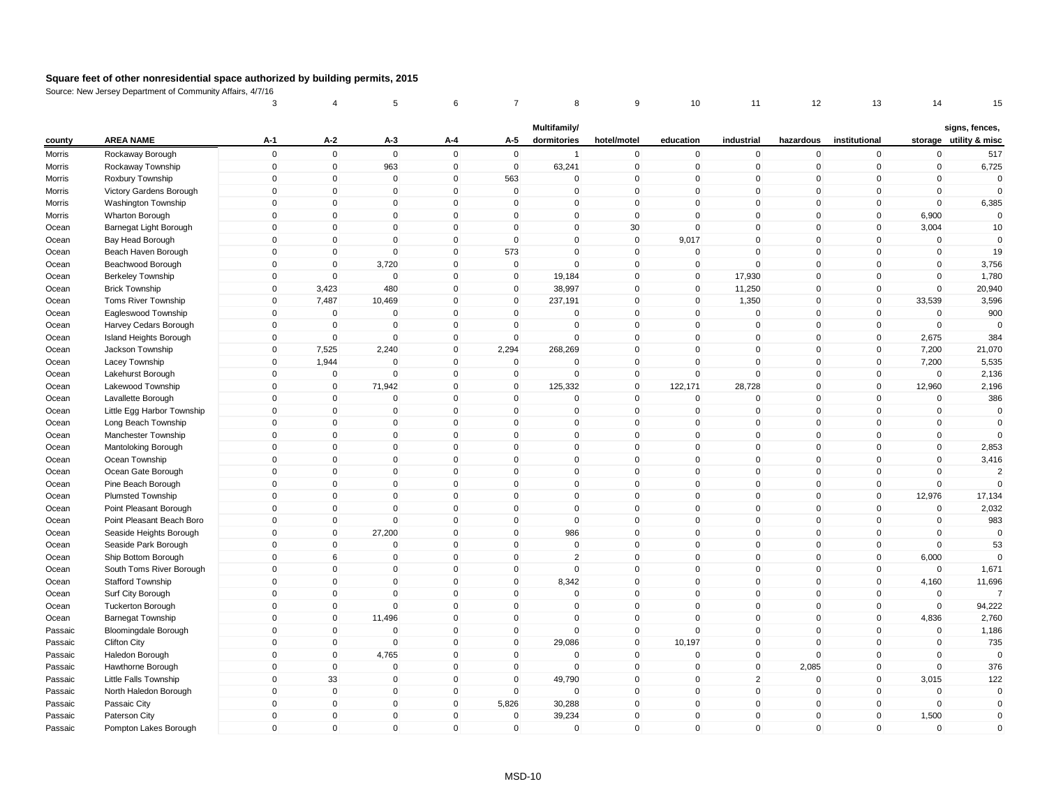**Square feet of other nonresidential space authorized by building permits, 2015**

Source: New Jersey Department of Community Affairs, 4/7/16

| | | 3 | 4 | 5 | 6 | 7 | 8 | 9 | 10 | 11 | 12 | 13 | 14 | 15 |
|---|---|---|---|---|---|---|---|---|---|---|---|---|---|---|
| county | AREA NAME | A-1 | A-2 | A-3 | A-4 | A-5 | Multifamily/ dormitories | hotel/motel | education | industrial | hazardous | institutional | storage | signs, fences, utility & misc |
| Morris | Rockaway Borough | 0 | 0 | 0 | 0 | 0 | 1 | 0 | 0 | 0 | 0 | 0 | 0 | 517 |
| Morris | Rockaway Township | 0 | 0 | 963 | 0 | 0 | 63,241 | 0 | 0 | 0 | 0 | 0 | 0 | 6,725 |
| Morris | Roxbury Township | 0 | 0 | 0 | 0 | 563 | 0 | 0 | 0 | 0 | 0 | 0 | 0 | 0 |
| Morris | Victory Gardens Borough | 0 | 0 | 0 | 0 | 0 | 0 | 0 | 0 | 0 | 0 | 0 | 0 | 0 |
| Morris | Washington Township | 0 | 0 | 0 | 0 | 0 | 0 | 0 | 0 | 0 | 0 | 0 | 0 | 6,385 |
| Morris | Wharton Borough | 0 | 0 | 0 | 0 | 0 | 0 | 0 | 0 | 0 | 0 | 0 | 6,900 | 0 |
| Ocean | Barnegat Light Borough | 0 | 0 | 0 | 0 | 0 | 0 | 30 | 0 | 0 | 0 | 0 | 3,004 | 10 |
| Ocean | Bay Head Borough | 0 | 0 | 0 | 0 | 0 | 0 | 0 | 9,017 | 0 | 0 | 0 | 0 | 0 |
| Ocean | Beach Haven Borough | 0 | 0 | 0 | 0 | 573 | 0 | 0 | 0 | 0 | 0 | 0 | 0 | 19 |
| Ocean | Beachwood Borough | 0 | 0 | 3,720 | 0 | 0 | 0 | 0 | 0 | 0 | 0 | 0 | 0 | 3,756 |
| Ocean | Berkeley Township | 0 | 0 | 0 | 0 | 0 | 19,184 | 0 | 0 | 17,930 | 0 | 0 | 0 | 1,780 |
| Ocean | Brick Township | 0 | 3,423 | 480 | 0 | 0 | 38,997 | 0 | 0 | 11,250 | 0 | 0 | 0 | 20,940 |
| Ocean | Toms River Township | 0 | 7,487 | 10,469 | 0 | 0 | 237,191 | 0 | 0 | 1,350 | 0 | 0 | 33,539 | 3,596 |
| Ocean | Eagleswood Township | 0 | 0 | 0 | 0 | 0 | 0 | 0 | 0 | 0 | 0 | 0 | 0 | 900 |
| Ocean | Harvey Cedars Borough | 0 | 0 | 0 | 0 | 0 | 0 | 0 | 0 | 0 | 0 | 0 | 0 | 0 |
| Ocean | Island Heights Borough | 0 | 0 | 0 | 0 | 0 | 0 | 0 | 0 | 0 | 0 | 0 | 2,675 | 384 |
| Ocean | Jackson Township | 0 | 7,525 | 2,240 | 0 | 2,294 | 268,269 | 0 | 0 | 0 | 0 | 0 | 7,200 | 21,070 |
| Ocean | Lacey Township | 0 | 1,944 | 0 | 0 | 0 | 0 | 0 | 0 | 0 | 0 | 0 | 7,200 | 5,535 |
| Ocean | Lakehurst Borough | 0 | 0 | 0 | 0 | 0 | 0 | 0 | 0 | 0 | 0 | 0 | 0 | 2,136 |
| Ocean | Lakewood Township | 0 | 0 | 71,942 | 0 | 0 | 125,332 | 0 | 122,171 | 28,728 | 0 | 0 | 12,960 | 2,196 |
| Ocean | Lavallette Borough | 0 | 0 | 0 | 0 | 0 | 0 | 0 | 0 | 0 | 0 | 0 | 0 | 386 |
| Ocean | Little Egg Harbor Township | 0 | 0 | 0 | 0 | 0 | 0 | 0 | 0 | 0 | 0 | 0 | 0 | 0 |
| Ocean | Long Beach Township | 0 | 0 | 0 | 0 | 0 | 0 | 0 | 0 | 0 | 0 | 0 | 0 | 0 |
| Ocean | Manchester Township | 0 | 0 | 0 | 0 | 0 | 0 | 0 | 0 | 0 | 0 | 0 | 0 | 0 |
| Ocean | Mantoloking Borough | 0 | 0 | 0 | 0 | 0 | 0 | 0 | 0 | 0 | 0 | 0 | 0 | 2,853 |
| Ocean | Ocean Township | 0 | 0 | 0 | 0 | 0 | 0 | 0 | 0 | 0 | 0 | 0 | 0 | 3,416 |
| Ocean | Ocean Gate Borough | 0 | 0 | 0 | 0 | 0 | 0 | 0 | 0 | 0 | 0 | 0 | 0 | 2 |
| Ocean | Pine Beach Borough | 0 | 0 | 0 | 0 | 0 | 0 | 0 | 0 | 0 | 0 | 0 | 0 | 0 |
| Ocean | Plumsted Township | 0 | 0 | 0 | 0 | 0 | 0 | 0 | 0 | 0 | 0 | 0 | 12,976 | 17,134 |
| Ocean | Point Pleasant Borough | 0 | 0 | 0 | 0 | 0 | 0 | 0 | 0 | 0 | 0 | 0 | 0 | 2,032 |
| Ocean | Point Pleasant Beach Boro | 0 | 0 | 0 | 0 | 0 | 0 | 0 | 0 | 0 | 0 | 0 | 0 | 983 |
| Ocean | Seaside Heights Borough | 0 | 0 | 27,200 | 0 | 0 | 986 | 0 | 0 | 0 | 0 | 0 | 0 | 0 |
| Ocean | Seaside Park Borough | 0 | 0 | 0 | 0 | 0 | 0 | 0 | 0 | 0 | 0 | 0 | 0 | 53 |
| Ocean | Ship Bottom Borough | 0 | 6 | 0 | 0 | 0 | 2 | 0 | 0 | 0 | 0 | 0 | 6,000 | 0 |
| Ocean | South Toms River Borough | 0 | 0 | 0 | 0 | 0 | 0 | 0 | 0 | 0 | 0 | 0 | 0 | 1,671 |
| Ocean | Stafford Township | 0 | 0 | 0 | 0 | 0 | 8,342 | 0 | 0 | 0 | 0 | 0 | 4,160 | 11,696 |
| Ocean | Surf City Borough | 0 | 0 | 0 | 0 | 0 | 0 | 0 | 0 | 0 | 0 | 0 | 0 | 7 |
| Ocean | Tuckerton Borough | 0 | 0 | 0 | 0 | 0 | 0 | 0 | 0 | 0 | 0 | 0 | 0 | 94,222 |
| Ocean | Barnegat Township | 0 | 0 | 11,496 | 0 | 0 | 0 | 0 | 0 | 0 | 0 | 0 | 4,836 | 2,760 |
| Passaic | Bloomingdale Borough | 0 | 0 | 0 | 0 | 0 | 0 | 0 | 0 | 0 | 0 | 0 | 0 | 1,186 |
| Passaic | Clifton City | 0 | 0 | 0 | 0 | 0 | 29,086 | 0 | 10,197 | 0 | 0 | 0 | 0 | 735 |
| Passaic | Haledon Borough | 0 | 0 | 4,765 | 0 | 0 | 0 | 0 | 0 | 0 | 0 | 0 | 0 | 0 |
| Passaic | Hawthorne Borough | 0 | 0 | 0 | 0 | 0 | 0 | 0 | 0 | 0 | 2,085 | 0 | 0 | 376 |
| Passaic | Little Falls Township | 0 | 33 | 0 | 0 | 0 | 49,790 | 0 | 0 | 2 | 0 | 0 | 3,015 | 122 |
| Passaic | North Haledon Borough | 0 | 0 | 0 | 0 | 0 | 0 | 0 | 0 | 0 | 0 | 0 | 0 | 0 |
| Passaic | Passaic City | 0 | 0 | 0 | 0 | 5,826 | 30,288 | 0 | 0 | 0 | 0 | 0 | 0 | 0 |
| Passaic | Paterson City | 0 | 0 | 0 | 0 | 0 | 39,234 | 0 | 0 | 0 | 0 | 0 | 1,500 | 0 |
| Passaic | Pompton Lakes Borough | 0 | 0 | 0 | 0 | 0 | 0 | 0 | 0 | 0 | 0 | 0 | 0 | 0 |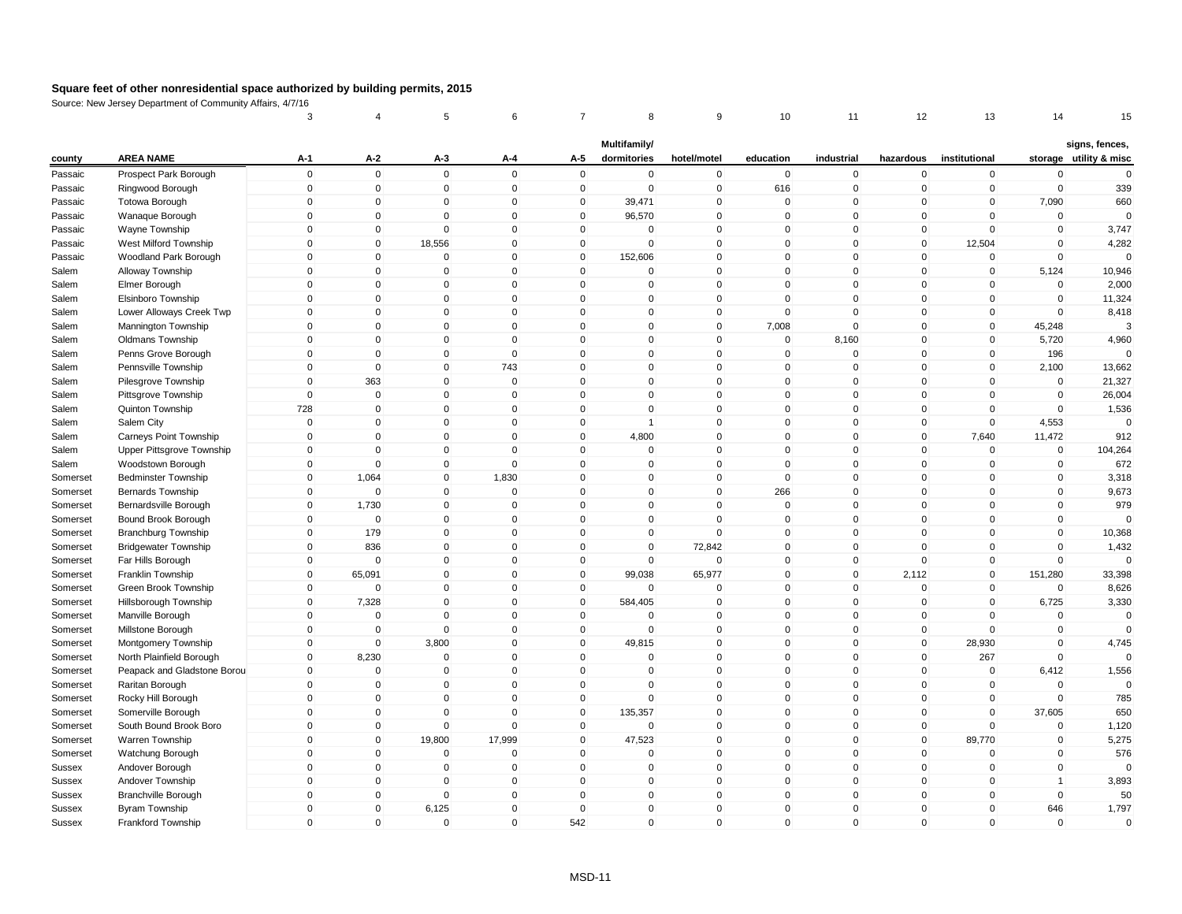# Square feet of other nonresidential space authorized by building permits, 2015

Source: New Jersey Department of Community Affairs, 4/7/16

| | | 3 | 4 | 5 | 6 | 7 | 8 | 9 | 10 | 11 | 12 | 13 | 14 | 15 |
|---|---|---|---|---|---|---|---|---|---|---|---|---|---|---|
| county | AREA NAME | A-1 | A-2 | A-3 | A-4 | A-5 | Multifamily/ dormitories | hotel/motel | education | industrial | hazardous | institutional | storage | signs, fences, utility & misc |
| Passaic | Prospect Park Borough | 0 | 0 | 0 | 0 | 0 | 0 | 0 | 0 | 0 | 0 | 0 | 0 | 0 |
| Passaic | Ringwood Borough | 0 | 0 | 0 | 0 | 0 | 0 | 0 | 616 | 0 | 0 | 0 | 0 | 339 |
| Passaic | Totowa Borough | 0 | 0 | 0 | 0 | 0 | 39,471 | 0 | 0 | 0 | 0 | 0 | 7,090 | 660 |
| Passaic | Wanaque Borough | 0 | 0 | 0 | 0 | 0 | 96,570 | 0 | 0 | 0 | 0 | 0 | 0 | 0 |
| Passaic | Wayne Township | 0 | 0 | 0 | 0 | 0 | 0 | 0 | 0 | 0 | 0 | 0 | 0 | 3,747 |
| Passaic | West Milford Township | 0 | 0 | 18,556 | 0 | 0 | 0 | 0 | 0 | 0 | 0 | 12,504 | 0 | 4,282 |
| Passaic | Woodland Park Borough | 0 | 0 | 0 | 0 | 0 | 152,606 | 0 | 0 | 0 | 0 | 0 | 0 | 0 |
| Salem | Alloway Township | 0 | 0 | 0 | 0 | 0 | 0 | 0 | 0 | 0 | 0 | 0 | 5,124 | 10,946 |
| Salem | Elmer Borough | 0 | 0 | 0 | 0 | 0 | 0 | 0 | 0 | 0 | 0 | 0 | 0 | 2,000 |
| Salem | Elsinboro Township | 0 | 0 | 0 | 0 | 0 | 0 | 0 | 0 | 0 | 0 | 0 | 0 | 11,324 |
| Salem | Lower Alloways Creek Twp | 0 | 0 | 0 | 0 | 0 | 0 | 0 | 0 | 0 | 0 | 0 | 0 | 8,418 |
| Salem | Mannington Township | 0 | 0 | 0 | 0 | 0 | 0 | 0 | 7,008 | 0 | 0 | 0 | 45,248 | 3 |
| Salem | Oldmans Township | 0 | 0 | 0 | 0 | 0 | 0 | 0 | 0 | 8,160 | 0 | 0 | 5,720 | 4,960 |
| Salem | Penns Grove Borough | 0 | 0 | 0 | 0 | 0 | 0 | 0 | 0 | 0 | 0 | 0 | 196 | 0 |
| Salem | Pennsville Township | 0 | 0 | 0 | 743 | 0 | 0 | 0 | 0 | 0 | 0 | 0 | 2,100 | 13,662 |
| Salem | Pilesgrove Township | 0 | 363 | 0 | 0 | 0 | 0 | 0 | 0 | 0 | 0 | 0 | 0 | 21,327 |
| Salem | Pittsgrove Township | 0 | 0 | 0 | 0 | 0 | 0 | 0 | 0 | 0 | 0 | 0 | 0 | 26,004 |
| Salem | Quinton Township | 728 | 0 | 0 | 0 | 0 | 0 | 0 | 0 | 0 | 0 | 0 | 0 | 1,536 |
| Salem | Salem City | 0 | 0 | 0 | 0 | 0 | 1 | 0 | 0 | 0 | 0 | 0 | 4,553 | 0 |
| Salem | Carneys Point Township | 0 | 0 | 0 | 0 | 0 | 4,800 | 0 | 0 | 0 | 0 | 7,640 | 11,472 | 912 |
| Salem | Upper Pittsgrove Township | 0 | 0 | 0 | 0 | 0 | 0 | 0 | 0 | 0 | 0 | 0 | 0 | 104,264 |
| Salem | Woodstown Borough | 0 | 0 | 0 | 0 | 0 | 0 | 0 | 0 | 0 | 0 | 0 | 0 | 672 |
| Somerset | Bedminster Township | 0 | 1,064 | 0 | 1,830 | 0 | 0 | 0 | 0 | 0 | 0 | 0 | 0 | 3,318 |
| Somerset | Bernards Township | 0 | 0 | 0 | 0 | 0 | 0 | 0 | 266 | 0 | 0 | 0 | 0 | 9,673 |
| Somerset | Bernardsville Borough | 0 | 1,730 | 0 | 0 | 0 | 0 | 0 | 0 | 0 | 0 | 0 | 0 | 979 |
| Somerset | Bound Brook Borough | 0 | 0 | 0 | 0 | 0 | 0 | 0 | 0 | 0 | 0 | 0 | 0 | 0 |
| Somerset | Branchburg Township | 0 | 179 | 0 | 0 | 0 | 0 | 0 | 0 | 0 | 0 | 0 | 0 | 10,368 |
| Somerset | Bridgewater Township | 0 | 836 | 0 | 0 | 0 | 0 | 72,842 | 0 | 0 | 0 | 0 | 0 | 1,432 |
| Somerset | Far Hills Borough | 0 | 0 | 0 | 0 | 0 | 0 | 0 | 0 | 0 | 0 | 0 | 0 | 0 |
| Somerset | Franklin Township | 0 | 65,091 | 0 | 0 | 0 | 99,038 | 65,977 | 0 | 0 | 2,112 | 0 | 151,280 | 33,398 |
| Somerset | Green Brook Township | 0 | 0 | 0 | 0 | 0 | 0 | 0 | 0 | 0 | 0 | 0 | 0 | 8,626 |
| Somerset | Hillsborough Township | 0 | 7,328 | 0 | 0 | 0 | 584,405 | 0 | 0 | 0 | 0 | 0 | 6,725 | 3,330 |
| Somerset | Manville Borough | 0 | 0 | 0 | 0 | 0 | 0 | 0 | 0 | 0 | 0 | 0 | 0 | 0 |
| Somerset | Millstone Borough | 0 | 0 | 0 | 0 | 0 | 0 | 0 | 0 | 0 | 0 | 0 | 0 | 0 |
| Somerset | Montgomery Township | 0 | 0 | 3,800 | 0 | 0 | 49,815 | 0 | 0 | 0 | 0 | 28,930 | 0 | 4,745 |
| Somerset | North Plainfield Borough | 0 | 8,230 | 0 | 0 | 0 | 0 | 0 | 0 | 0 | 0 | 267 | 0 | 0 |
| Somerset | Peapack and Gladstone Borou | 0 | 0 | 0 | 0 | 0 | 0 | 0 | 0 | 0 | 0 | 0 | 6,412 | 1,556 |
| Somerset | Raritan Borough | 0 | 0 | 0 | 0 | 0 | 0 | 0 | 0 | 0 | 0 | 0 | 0 | 0 |
| Somerset | Rocky Hill Borough | 0 | 0 | 0 | 0 | 0 | 0 | 0 | 0 | 0 | 0 | 0 | 0 | 785 |
| Somerset | Somerville Borough | 0 | 0 | 0 | 0 | 0 | 135,357 | 0 | 0 | 0 | 0 | 0 | 37,605 | 650 |
| Somerset | South Bound Brook Boro | 0 | 0 | 0 | 0 | 0 | 0 | 0 | 0 | 0 | 0 | 0 | 0 | 1,120 |
| Somerset | Warren Township | 0 | 0 | 19,800 | 17,999 | 0 | 47,523 | 0 | 0 | 0 | 0 | 89,770 | 0 | 5,275 |
| Somerset | Watchung Borough | 0 | 0 | 0 | 0 | 0 | 0 | 0 | 0 | 0 | 0 | 0 | 0 | 576 |
| Sussex | Andover Borough | 0 | 0 | 0 | 0 | 0 | 0 | 0 | 0 | 0 | 0 | 0 | 0 | 0 |
| Sussex | Andover Township | 0 | 0 | 0 | 0 | 0 | 0 | 0 | 0 | 0 | 0 | 0 | 1 | 3,893 |
| Sussex | Branchville Borough | 0 | 0 | 0 | 0 | 0 | 0 | 0 | 0 | 0 | 0 | 0 | 0 | 50 |
| Sussex | Byram Township | 0 | 0 | 6,125 | 0 | 0 | 0 | 0 | 0 | 0 | 0 | 0 | 646 | 1,797 |
| Sussex | Frankford Township | 0 | 0 | 0 | 0 | 542 | 0 | 0 | 0 | 0 | 0 | 0 | 0 | 0 |

MSD-11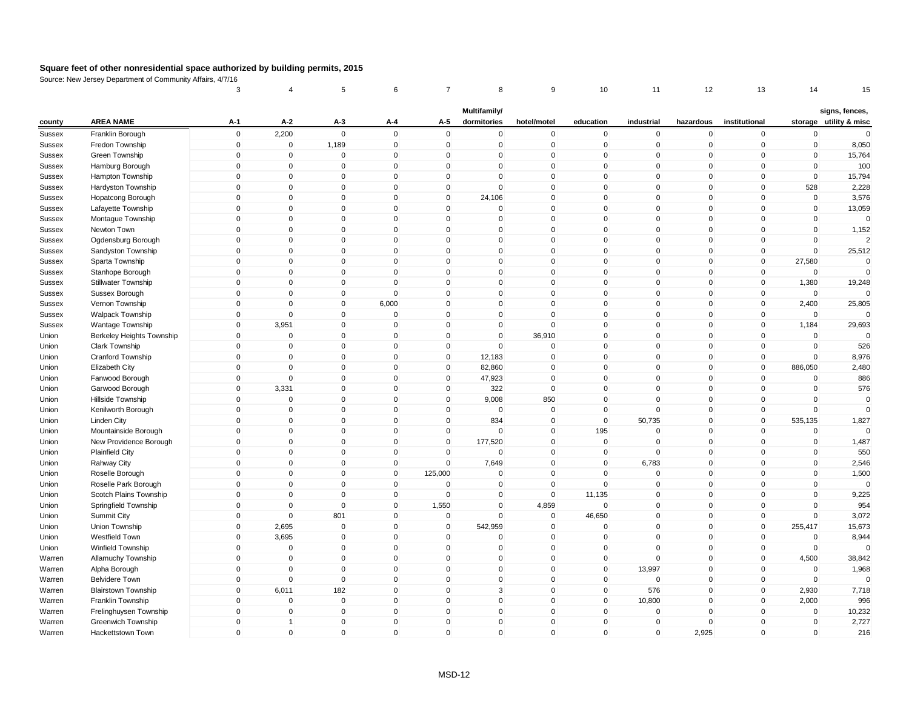**Square feet of other nonresidential space authorized by building permits, 2015**

Source: New Jersey Department of Community Affairs, 4/7/16

| | | 3 | 4 | 5 | 6 | 7 | 8 | 9 | 10 | 11 | 12 | 13 | 14 | 15 |
|---|---|---|---|---|---|---|---|---|---|---|---|---|---|---|
| county | AREA NAME | A-1 | A-2 | A-3 | A-4 | A-5 | Multifamily/ dormitories | hotel/motel | education | industrial | hazardous | institutional | storage | signs, fences, utility & misc |
| Sussex | Franklin Borough | 0 | 2,200 | 0 | 0 | 0 | 0 | 0 | 0 | 0 | 0 | 0 | 0 | 0 |
| Sussex | Fredon Township | 0 | 0 | 1,189 | 0 | 0 | 0 | 0 | 0 | 0 | 0 | 0 | 0 | 8,050 |
| Sussex | Green Township | 0 | 0 | 0 | 0 | 0 | 0 | 0 | 0 | 0 | 0 | 0 | 0 | 15,764 |
| Sussex | Hamburg Borough | 0 | 0 | 0 | 0 | 0 | 0 | 0 | 0 | 0 | 0 | 0 | 0 | 100 |
| Sussex | Hampton Township | 0 | 0 | 0 | 0 | 0 | 0 | 0 | 0 | 0 | 0 | 0 | 0 | 15,794 |
| Sussex | Hardyston Township | 0 | 0 | 0 | 0 | 0 | 0 | 0 | 0 | 0 | 0 | 0 | 528 | 2,228 |
| Sussex | Hopatcong Borough | 0 | 0 | 0 | 0 | 0 | 24,106 | 0 | 0 | 0 | 0 | 0 | 0 | 3,576 |
| Sussex | Lafayette Township | 0 | 0 | 0 | 0 | 0 | 0 | 0 | 0 | 0 | 0 | 0 | 0 | 13,059 |
| Sussex | Montague Township | 0 | 0 | 0 | 0 | 0 | 0 | 0 | 0 | 0 | 0 | 0 | 0 | 0 |
| Sussex | Newton Town | 0 | 0 | 0 | 0 | 0 | 0 | 0 | 0 | 0 | 0 | 0 | 0 | 1,152 |
| Sussex | Ogdensburg Borough | 0 | 0 | 0 | 0 | 0 | 0 | 0 | 0 | 0 | 0 | 0 | 0 | 2 |
| Sussex | Sandyston Township | 0 | 0 | 0 | 0 | 0 | 0 | 0 | 0 | 0 | 0 | 0 | 0 | 25,512 |
| Sussex | Sparta Township | 0 | 0 | 0 | 0 | 0 | 0 | 0 | 0 | 0 | 0 | 0 | 27,580 | 0 |
| Sussex | Stanhope Borough | 0 | 0 | 0 | 0 | 0 | 0 | 0 | 0 | 0 | 0 | 0 | 0 | 0 |
| Sussex | Stillwater Township | 0 | 0 | 0 | 0 | 0 | 0 | 0 | 0 | 0 | 0 | 0 | 1,380 | 19,248 |
| Sussex | Sussex Borough | 0 | 0 | 0 | 0 | 0 | 0 | 0 | 0 | 0 | 0 | 0 | 0 | 0 |
| Sussex | Vernon Township | 0 | 0 | 0 | 6,000 | 0 | 0 | 0 | 0 | 0 | 0 | 0 | 2,400 | 25,805 |
| Sussex | Walpack Township | 0 | 0 | 0 | 0 | 0 | 0 | 0 | 0 | 0 | 0 | 0 | 0 | 0 |
| Sussex | Wantage Township | 0 | 3,951 | 0 | 0 | 0 | 0 | 0 | 0 | 0 | 0 | 0 | 1,184 | 29,693 |
| Union | Berkeley Heights Township | 0 | 0 | 0 | 0 | 0 | 0 | 36,910 | 0 | 0 | 0 | 0 | 0 | 0 |
| Union | Clark Township | 0 | 0 | 0 | 0 | 0 | 0 | 0 | 0 | 0 | 0 | 0 | 0 | 526 |
| Union | Cranford Township | 0 | 0 | 0 | 0 | 0 | 12,183 | 0 | 0 | 0 | 0 | 0 | 0 | 8,976 |
| Union | Elizabeth City | 0 | 0 | 0 | 0 | 0 | 82,860 | 0 | 0 | 0 | 0 | 0 | 886,050 | 2,480 |
| Union | Fanwood Borough | 0 | 0 | 0 | 0 | 0 | 47,923 | 0 | 0 | 0 | 0 | 0 | 0 | 886 |
| Union | Garwood Borough | 0 | 3,331 | 0 | 0 | 0 | 322 | 0 | 0 | 0 | 0 | 0 | 0 | 576 |
| Union | Hillside Township | 0 | 0 | 0 | 0 | 0 | 9,008 | 850 | 0 | 0 | 0 | 0 | 0 | 0 |
| Union | Kenilworth Borough | 0 | 0 | 0 | 0 | 0 | 0 | 0 | 0 | 0 | 0 | 0 | 0 | 0 |
| Union | Linden City | 0 | 0 | 0 | 0 | 0 | 834 | 0 | 0 | 50,735 | 0 | 0 | 535,135 | 1,827 |
| Union | Mountainside Borough | 0 | 0 | 0 | 0 | 0 | 0 | 0 | 195 | 0 | 0 | 0 | 0 | 0 |
| Union | New Providence Borough | 0 | 0 | 0 | 0 | 0 | 177,520 | 0 | 0 | 0 | 0 | 0 | 0 | 1,487 |
| Union | Plainfield City | 0 | 0 | 0 | 0 | 0 | 0 | 0 | 0 | 0 | 0 | 0 | 0 | 550 |
| Union | Rahway City | 0 | 0 | 0 | 0 | 0 | 7,649 | 0 | 0 | 6,783 | 0 | 0 | 0 | 2,546 |
| Union | Roselle Borough | 0 | 0 | 0 | 0 | 125,000 | 0 | 0 | 0 | 0 | 0 | 0 | 0 | 1,500 |
| Union | Roselle Park Borough | 0 | 0 | 0 | 0 | 0 | 0 | 0 | 0 | 0 | 0 | 0 | 0 | 0 |
| Union | Scotch Plains Township | 0 | 0 | 0 | 0 | 0 | 0 | 0 | 11,135 | 0 | 0 | 0 | 0 | 9,225 |
| Union | Springfield Township | 0 | 0 | 0 | 0 | 1,550 | 0 | 4,859 | 0 | 0 | 0 | 0 | 0 | 954 |
| Union | Summit City | 0 | 0 | 801 | 0 | 0 | 0 | 0 | 46,650 | 0 | 0 | 0 | 0 | 3,072 |
| Union | Union Township | 0 | 2,695 | 0 | 0 | 0 | 542,959 | 0 | 0 | 0 | 0 | 0 | 255,417 | 15,673 |
| Union | Westfield Town | 0 | 3,695 | 0 | 0 | 0 | 0 | 0 | 0 | 0 | 0 | 0 | 0 | 8,944 |
| Union | Winfield Township | 0 | 0 | 0 | 0 | 0 | 0 | 0 | 0 | 0 | 0 | 0 | 0 | 0 |
| Warren | Allamuchy Township | 0 | 0 | 0 | 0 | 0 | 0 | 0 | 0 | 0 | 0 | 0 | 4,500 | 38,842 |
| Warren | Alpha Borough | 0 | 0 | 0 | 0 | 0 | 0 | 0 | 0 | 13,997 | 0 | 0 | 0 | 1,968 |
| Warren | Belvidere Town | 0 | 0 | 0 | 0 | 0 | 0 | 0 | 0 | 0 | 0 | 0 | 0 | 0 |
| Warren | Blairstown Township | 0 | 6,011 | 182 | 0 | 0 | 3 | 0 | 0 | 576 | 0 | 0 | 2,930 | 7,718 |
| Warren | Franklin Township | 0 | 0 | 0 | 0 | 0 | 0 | 0 | 0 | 10,800 | 0 | 0 | 2,000 | 996 |
| Warren | Frelinghuysen Township | 0 | 0 | 0 | 0 | 0 | 0 | 0 | 0 | 0 | 0 | 0 | 0 | 10,232 |
| Warren | Greenwich Township | 0 | 1 | 0 | 0 | 0 | 0 | 0 | 0 | 0 | 0 | 0 | 0 | 2,727 |
| Warren | Hackettstown Town | 0 | 0 | 0 | 0 | 0 | 0 | 0 | 0 | 0 | 2,925 | 0 | 0 | 216 |

MSD-12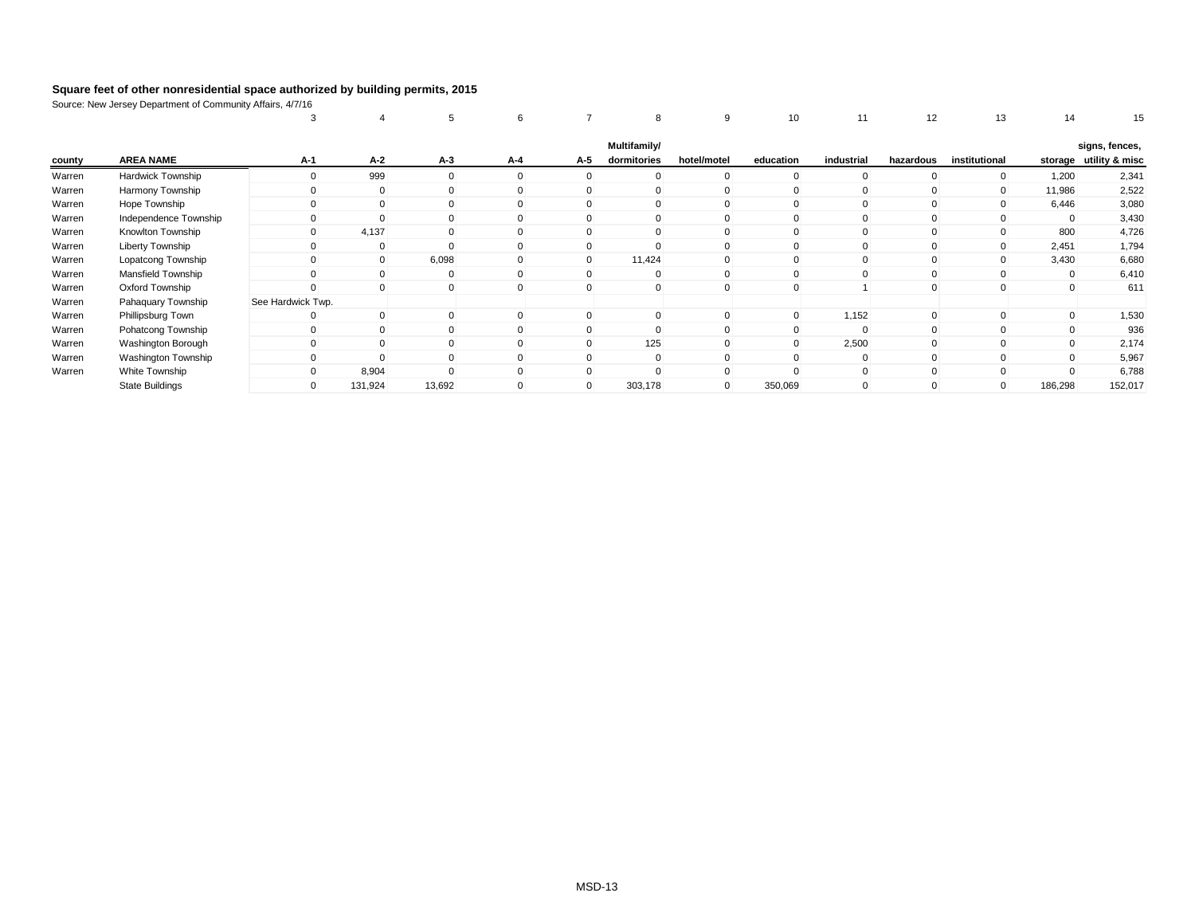**Square feet of other nonresidential space authorized by building permits, 2015**

Source: New Jersey Department of Community Affairs, 4/7/16

| | | 3 | 4 | 5 | 6 | 7 | 8 | 9 | 10 | 11 | 12 | 13 | 14 | 15 |
|---|---|---|---|---|---|---|---|---|---|---|---|---|---|---|
| county | AREA NAME | A-1 | A-2 | A-3 | A-4 | A-5 | Multifamily/ dormitories | hotel/motel | education | industrial | hazardous | institutional | storage | signs, fences, utility & misc |
| Warren | Hardwick Township | 0 | 999 | 0 | 0 | 0 | 0 | 0 | 0 | 0 | 0 | 0 | 1,200 | 2,341 |
| Warren | Harmony Township | 0 | 0 | 0 | 0 | 0 | 0 | 0 | 0 | 0 | 0 | 0 | 11,986 | 2,522 |
| Warren | Hope Township | 0 | 0 | 0 | 0 | 0 | 0 | 0 | 0 | 0 | 0 | 0 | 6,446 | 3,080 |
| Warren | Independence Township | 0 | 0 | 0 | 0 | 0 | 0 | 0 | 0 | 0 | 0 | 0 | 0 | 3,430 |
| Warren | Knowlton Township | 0 | 4,137 | 0 | 0 | 0 | 0 | 0 | 0 | 0 | 0 | 0 | 800 | 4,726 |
| Warren | Liberty Township | 0 | 0 | 0 | 0 | 0 | 0 | 0 | 0 | 0 | 0 | 0 | 2,451 | 1,794 |
| Warren | Lopatcong Township | 0 | 0 | 6,098 | 0 | 0 | 11,424 | 0 | 0 | 0 | 0 | 0 | 3,430 | 6,680 |
| Warren | Mansfield Township | 0 | 0 | 0 | 0 | 0 | 0 | 0 | 0 | 0 | 0 | 0 | 0 | 6,410 |
| Warren | Oxford Township | 0 | 0 | 0 | 0 | 0 | 0 | 0 | 0 | 1 | 0 | 0 | 0 | 611 |
| Warren | Pahaquary Township | See Hardwick Twp. | | | | | | | | | | | | |
| Warren | Phillipsburg Town | 0 | 0 | 0 | 0 | 0 | 0 | 0 | 0 | 1,152 | 0 | 0 | 0 | 1,530 |
| Warren | Pohatcong Township | 0 | 0 | 0 | 0 | 0 | 0 | 0 | 0 | 0 | 0 | 0 | 0 | 936 |
| Warren | Washington Borough | 0 | 0 | 0 | 0 | 0 | 125 | 0 | 0 | 2,500 | 0 | 0 | 0 | 2,174 |
| Warren | Washington Township | 0 | 0 | 0 | 0 | 0 | 0 | 0 | 0 | 0 | 0 | 0 | 0 | 5,967 |
| Warren | White Township | 0 | 8,904 | 0 | 0 | 0 | 0 | 0 | 0 | 0 | 0 | 0 | 0 | 6,788 |
| | State Buildings | 0 | 131,924 | 13,692 | 0 | 0 | 303,178 | 0 | 350,069 | 0 | 0 | 0 | 186,298 | 152,017 |

MSD-13